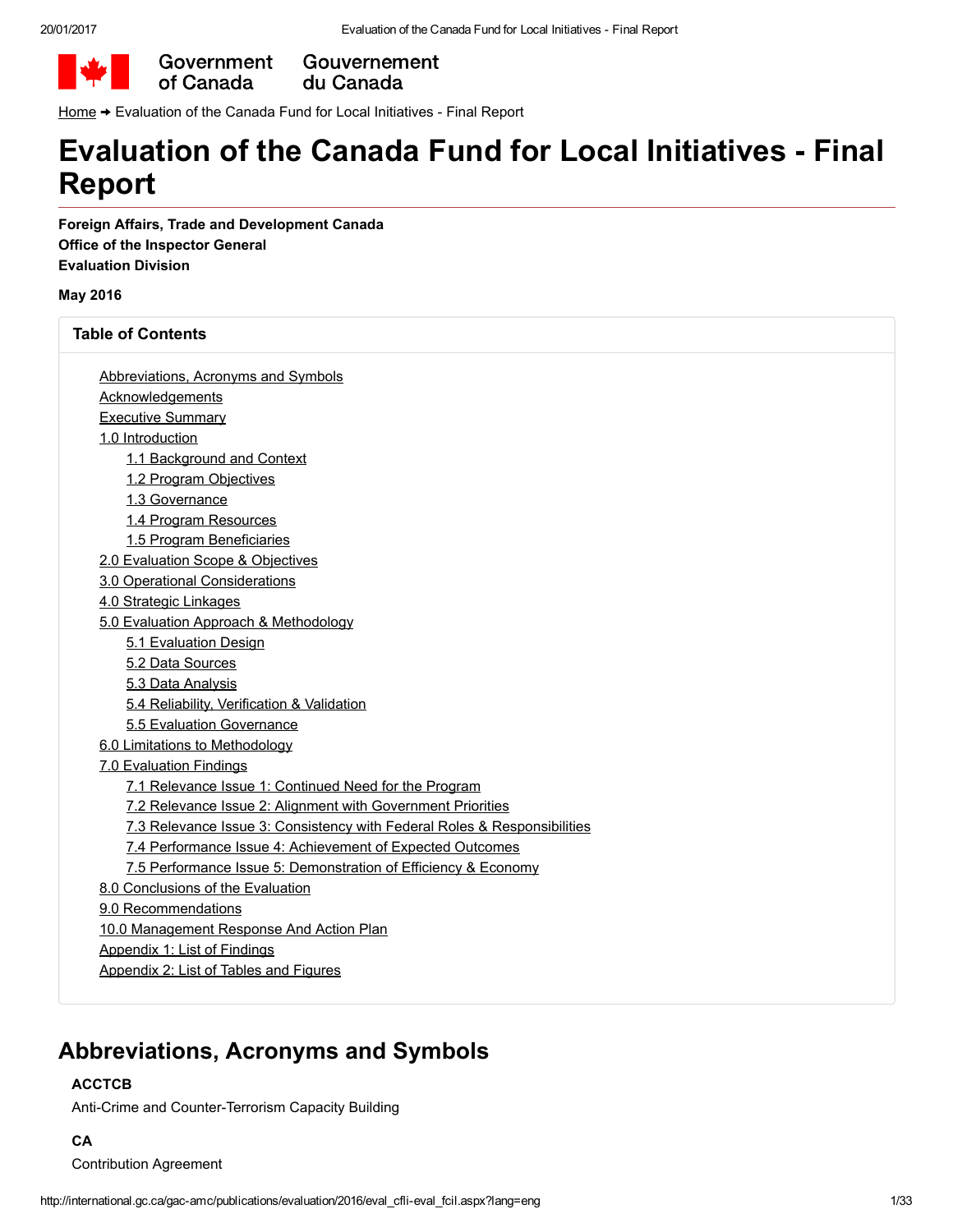Government of Canada | Gouvernement du Canada

Home ➜ Evaluation of the Canada Fund for Local Initiatives - Final Report

# Evaluation of the Canada Fund for Local Initiatives - Final Report

**Foreign Affairs, Trade and Development Canada**
**Office of the Inspector General**
**Evaluation Division**

**May 2016**

## Table of Contents

- Abbreviations, Acronyms and Symbols
- Acknowledgements
- Executive Summary
- 1.0 Introduction
  - 1.1 Background and Context
  - 1.2 Program Objectives
  - 1.3 Governance
  - 1.4 Program Resources
  - 1.5 Program Beneficiaries
- 2.0 Evaluation Scope & Objectives
- 3.0 Operational Considerations
- 4.0 Strategic Linkages
- 5.0 Evaluation Approach & Methodology
  - 5.1 Evaluation Design
  - 5.2 Data Sources
  - 5.3 Data Analysis
  - 5.4 Reliability, Verification & Validation
  - 5.5 Evaluation Governance
- 6.0 Limitations to Methodology
- 7.0 Evaluation Findings
  - 7.1 Relevance Issue 1: Continued Need for the Program
  - 7.2 Relevance Issue 2: Alignment with Government Priorities
  - 7.3 Relevance Issue 3: Consistency with Federal Roles & Responsibilities
  - 7.4 Performance Issue 4: Achievement of Expected Outcomes
  - 7.5 Performance Issue 5: Demonstration of Efficiency & Economy
- 8.0 Conclusions of the Evaluation
- 9.0 Recommendations
- 10.0 Management Response And Action Plan
- Appendix 1: List of Findings
- Appendix 2: List of Tables and Figures

## Abbreviations, Acronyms and Symbols

**ACCTCB**
Anti-Crime and Counter-Terrorism Capacity Building

**CA**
Contribution Agreement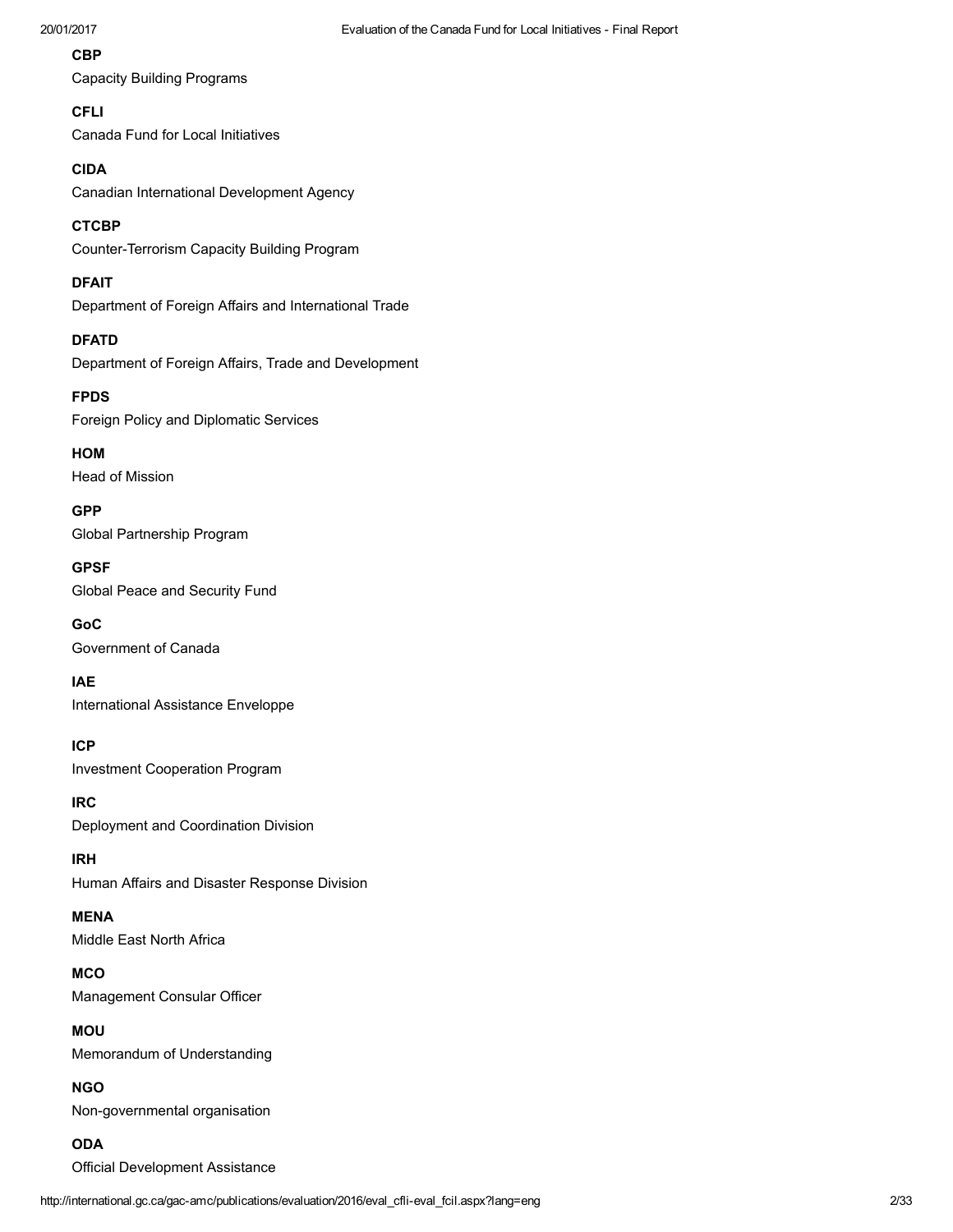**CBP**

Capacity Building Programs

**CFLI**

Canada Fund for Local Initiatives

**CIDA**

Canadian International Development Agency

**CTCBP**

Counter-Terrorism Capacity Building Program

**DFAIT**

Department of Foreign Affairs and International Trade

**DFATD**

Department of Foreign Affairs, Trade and Development

**FPDS**

Foreign Policy and Diplomatic Services

**HOM**

Head of Mission

**GPP**

Global Partnership Program

**GPSF**

Global Peace and Security Fund

**GoC**

Government of Canada

**IAE**

International Assistance Enveloppe

**ICP**

Investment Cooperation Program

**IRC**

Deployment and Coordination Division

**IRH**

Human Affairs and Disaster Response Division

**MENA**

Middle East North Africa

**MCO**

Management Consular Officer

**MOU**

Memorandum of Understanding

**NGO**

Non-governmental organisation

**ODA**

Official Development Assistance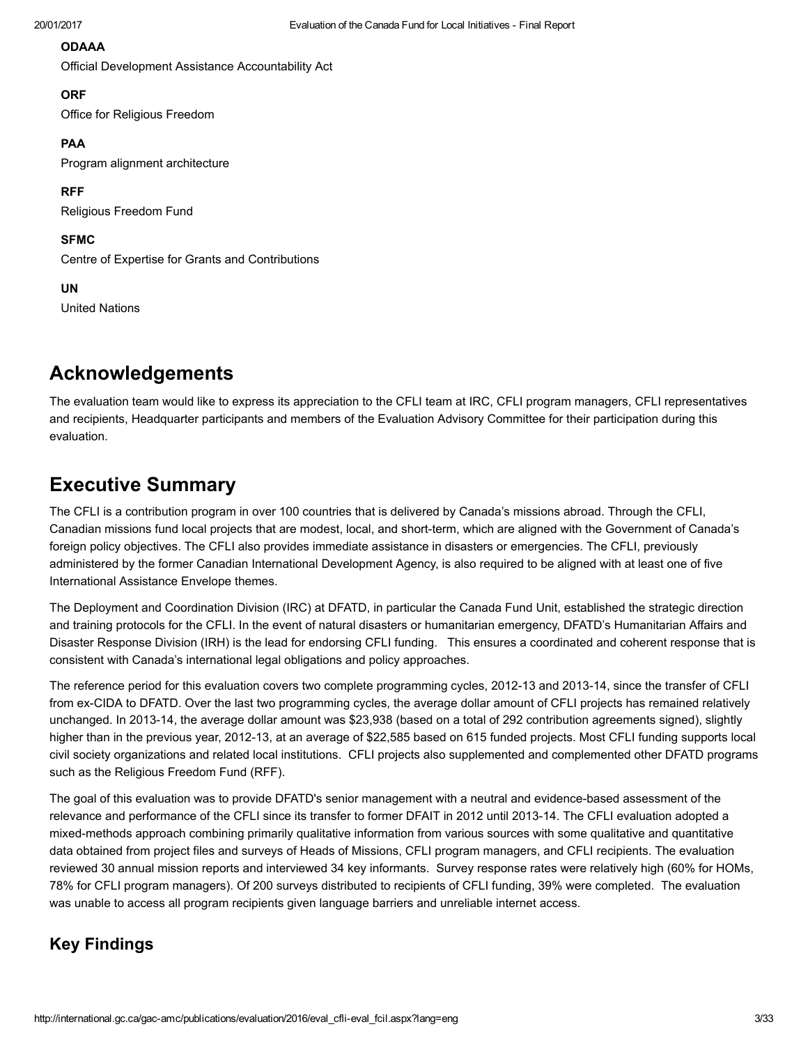**ODAAA**

Official Development Assistance Accountability Act

**ORF**

Office for Religious Freedom

**PAA**

Program alignment architecture

**RFF**

Religious Freedom Fund

**SFMC**

Centre of Expertise for Grants and Contributions

**UN**

United Nations

# Acknowledgements

The evaluation team would like to express its appreciation to the CFLI team at IRC, CFLI program managers, CFLI representatives and recipients, Headquarter participants and members of the Evaluation Advisory Committee for their participation during this evaluation.

# Executive Summary

The CFLI is a contribution program in over 100 countries that is delivered by Canada's missions abroad. Through the CFLI, Canadian missions fund local projects that are modest, local, and short-term, which are aligned with the Government of Canada's foreign policy objectives. The CFLI also provides immediate assistance in disasters or emergencies. The CFLI, previously administered by the former Canadian International Development Agency, is also required to be aligned with at least one of five International Assistance Envelope themes.

The Deployment and Coordination Division (IRC) at DFATD, in particular the Canada Fund Unit, established the strategic direction and training protocols for the CFLI. In the event of natural disasters or humanitarian emergency, DFATD's Humanitarian Affairs and Disaster Response Division (IRH) is the lead for endorsing CFLI funding. This ensures a coordinated and coherent response that is consistent with Canada's international legal obligations and policy approaches.

The reference period for this evaluation covers two complete programming cycles, 2012-13 and 2013-14, since the transfer of CFLI from ex-CIDA to DFATD. Over the last two programming cycles, the average dollar amount of CFLI projects has remained relatively unchanged. In 2013-14, the average dollar amount was $23,938 (based on a total of 292 contribution agreements signed), slightly higher than in the previous year, 2012-13, at an average of $22,585 based on 615 funded projects. Most CFLI funding supports local civil society organizations and related local institutions. CFLI projects also supplemented and complemented other DFATD programs such as the Religious Freedom Fund (RFF).

The goal of this evaluation was to provide DFATD's senior management with a neutral and evidence-based assessment of the relevance and performance of the CFLI since its transfer to former DFAIT in 2012 until 2013-14. The CFLI evaluation adopted a mixed-methods approach combining primarily qualitative information from various sources with some qualitative and quantitative data obtained from project files and surveys of Heads of Missions, CFLI program managers, and CFLI recipients. The evaluation reviewed 30 annual mission reports and interviewed 34 key informants. Survey response rates were relatively high (60% for HOMs, 78% for CFLI program managers). Of 200 surveys distributed to recipients of CFLI funding, 39% were completed. The evaluation was unable to access all program recipients given language barriers and unreliable internet access.

## Key Findings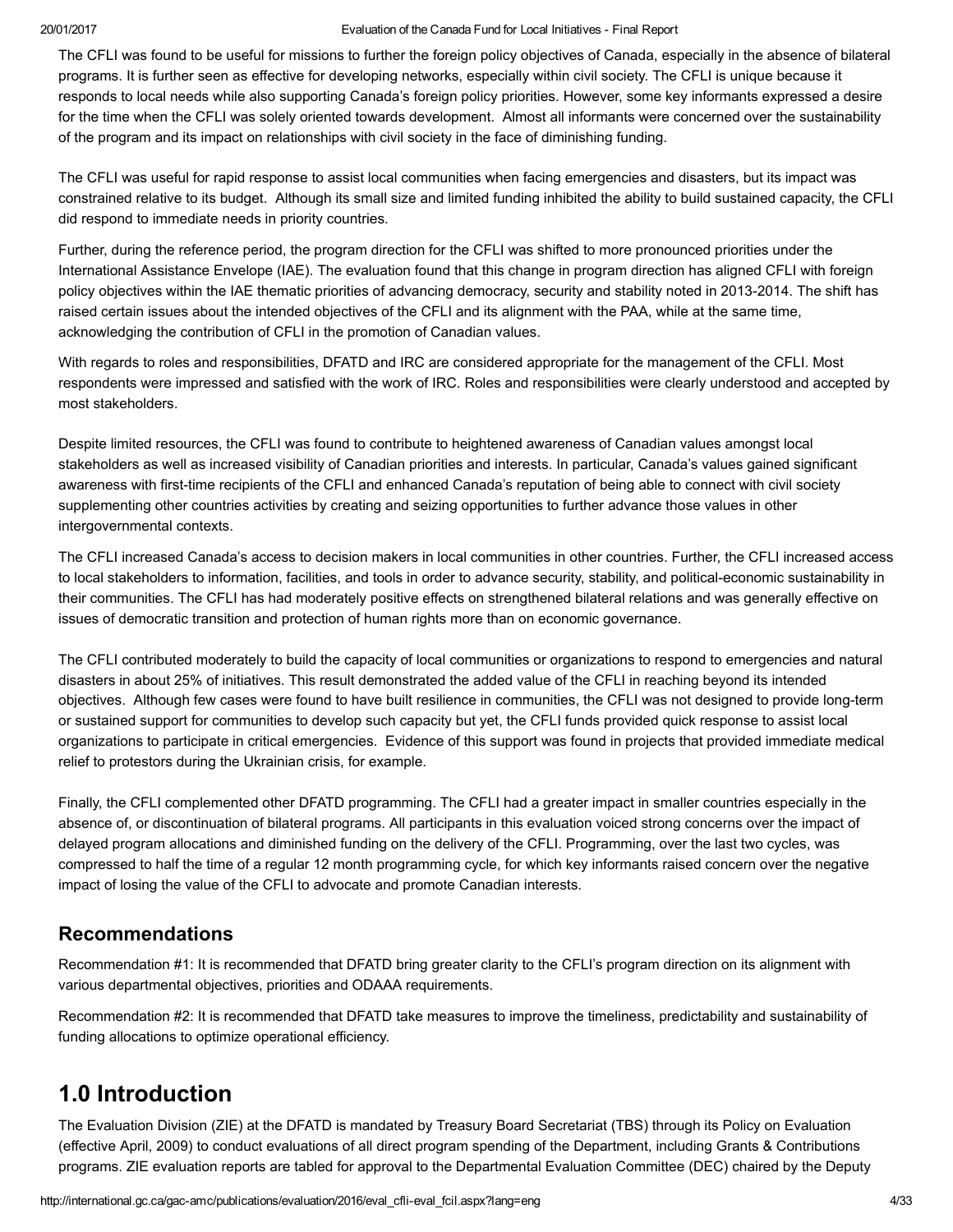The CFLI was found to be useful for missions to further the foreign policy objectives of Canada, especially in the absence of bilateral programs. It is further seen as effective for developing networks, especially within civil society. The CFLI is unique because it responds to local needs while also supporting Canada's foreign policy priorities. However, some key informants expressed a desire for the time when the CFLI was solely oriented towards development. Almost all informants were concerned over the sustainability of the program and its impact on relationships with civil society in the face of diminishing funding.

The CFLI was useful for rapid response to assist local communities when facing emergencies and disasters, but its impact was constrained relative to its budget. Although its small size and limited funding inhibited the ability to build sustained capacity, the CFLI did respond to immediate needs in priority countries.

Further, during the reference period, the program direction for the CFLI was shifted to more pronounced priorities under the International Assistance Envelope (IAE). The evaluation found that this change in program direction has aligned CFLI with foreign policy objectives within the IAE thematic priorities of advancing democracy, security and stability noted in 2013-2014. The shift has raised certain issues about the intended objectives of the CFLI and its alignment with the PAA, while at the same time, acknowledging the contribution of CFLI in the promotion of Canadian values.

With regards to roles and responsibilities, DFATD and IRC are considered appropriate for the management of the CFLI. Most respondents were impressed and satisfied with the work of IRC. Roles and responsibilities were clearly understood and accepted by most stakeholders.

Despite limited resources, the CFLI was found to contribute to heightened awareness of Canadian values amongst local stakeholders as well as increased visibility of Canadian priorities and interests. In particular, Canada's values gained significant awareness with first-time recipients of the CFLI and enhanced Canada's reputation of being able to connect with civil society supplementing other countries activities by creating and seizing opportunities to further advance those values in other intergovernmental contexts.

The CFLI increased Canada's access to decision makers in local communities in other countries. Further, the CFLI increased access to local stakeholders to information, facilities, and tools in order to advance security, stability, and political-economic sustainability in their communities. The CFLI has had moderately positive effects on strengthened bilateral relations and was generally effective on issues of democratic transition and protection of human rights more than on economic governance.

The CFLI contributed moderately to build the capacity of local communities or organizations to respond to emergencies and natural disasters in about 25% of initiatives. This result demonstrated the added value of the CFLI in reaching beyond its intended objectives. Although few cases were found to have built resilience in communities, the CFLI was not designed to provide long-term or sustained support for communities to develop such capacity but yet, the CFLI funds provided quick response to assist local organizations to participate in critical emergencies. Evidence of this support was found in projects that provided immediate medical relief to protestors during the Ukrainian crisis, for example.

Finally, the CFLI complemented other DFATD programming. The CFLI had a greater impact in smaller countries especially in the absence of, or discontinuation of bilateral programs. All participants in this evaluation voiced strong concerns over the impact of delayed program allocations and diminished funding on the delivery of the CFLI. Programming, over the last two cycles, was compressed to half the time of a regular 12 month programming cycle, for which key informants raised concern over the negative impact of losing the value of the CFLI to advocate and promote Canadian interests.

## Recommendations

Recommendation #1: It is recommended that DFATD bring greater clarity to the CFLI's program direction on its alignment with various departmental objectives, priorities and ODAAA requirements.

Recommendation #2: It is recommended that DFATD take measures to improve the timeliness, predictability and sustainability of funding allocations to optimize operational efficiency.

# 1.0 Introduction

The Evaluation Division (ZIE) at the DFATD is mandated by Treasury Board Secretariat (TBS) through its Policy on Evaluation (effective April, 2009) to conduct evaluations of all direct program spending of the Department, including Grants & Contributions programs. ZIE evaluation reports are tabled for approval to the Departmental Evaluation Committee (DEC) chaired by the Deputy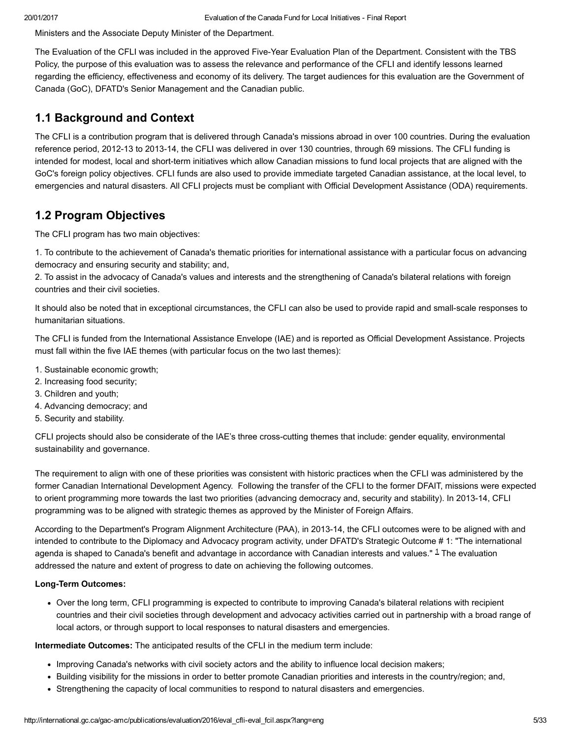Ministers and the Associate Deputy Minister of the Department.

The Evaluation of the CFLI was included in the approved Five-Year Evaluation Plan of the Department. Consistent with the TBS Policy, the purpose of this evaluation was to assess the relevance and performance of the CFLI and identify lessons learned regarding the efficiency, effectiveness and economy of its delivery. The target audiences for this evaluation are the Government of Canada (GoC), DFATD's Senior Management and the Canadian public.

## 1.1 Background and Context

The CFLI is a contribution program that is delivered through Canada's missions abroad in over 100 countries. During the evaluation reference period, 2012-13 to 2013-14, the CFLI was delivered in over 130 countries, through 69 missions. The CFLI funding is intended for modest, local and short-term initiatives which allow Canadian missions to fund local projects that are aligned with the GoC's foreign policy objectives. CFLI funds are also used to provide immediate targeted Canadian assistance, at the local level, to emergencies and natural disasters. All CFLI projects must be compliant with Official Development Assistance (ODA) requirements.

## 1.2 Program Objectives

The CFLI program has two main objectives:

1. To contribute to the achievement of Canada's thematic priorities for international assistance with a particular focus on advancing democracy and ensuring security and stability; and,
2. To assist in the advocacy of Canada's values and interests and the strengthening of Canada's bilateral relations with foreign countries and their civil societies.

It should also be noted that in exceptional circumstances, the CFLI can also be used to provide rapid and small-scale responses to humanitarian situations.

The CFLI is funded from the International Assistance Envelope (IAE) and is reported as Official Development Assistance. Projects must fall within the five IAE themes (with particular focus on the two last themes):

1. Sustainable economic growth;
2. Increasing food security;
3. Children and youth;
4. Advancing democracy; and
5. Security and stability.

CFLI projects should also be considerate of the IAE's three cross-cutting themes that include: gender equality, environmental sustainability and governance.

The requirement to align with one of these priorities was consistent with historic practices when the CFLI was administered by the former Canadian International Development Agency. Following the transfer of the CFLI to the former DFAIT, missions were expected to orient programming more towards the last two priorities (advancing democracy and, security and stability). In 2013-14, CFLI programming was to be aligned with strategic themes as approved by the Minister of Foreign Affairs.

According to the Department's Program Alignment Architecture (PAA), in 2013-14, the CFLI outcomes were to be aligned with and intended to contribute to the Diplomacy and Advocacy program activity, under DFATD's Strategic Outcome # 1: "The international agenda is shaped to Canada's benefit and advantage in accordance with Canadian interests and values." [1] The evaluation addressed the nature and extent of progress to date on achieving the following outcomes.

**Long-Term Outcomes:**

- Over the long term, CFLI programming is expected to contribute to improving Canada's bilateral relations with recipient countries and their civil societies through development and advocacy activities carried out in partnership with a broad range of local actors, or through support to local responses to natural disasters and emergencies.

**Intermediate Outcomes:** The anticipated results of the CFLI in the medium term include:

- Improving Canada's networks with civil society actors and the ability to influence local decision makers;
- Building visibility for the missions in order to better promote Canadian priorities and interests in the country/region; and,
- Strengthening the capacity of local communities to respond to natural disasters and emergencies.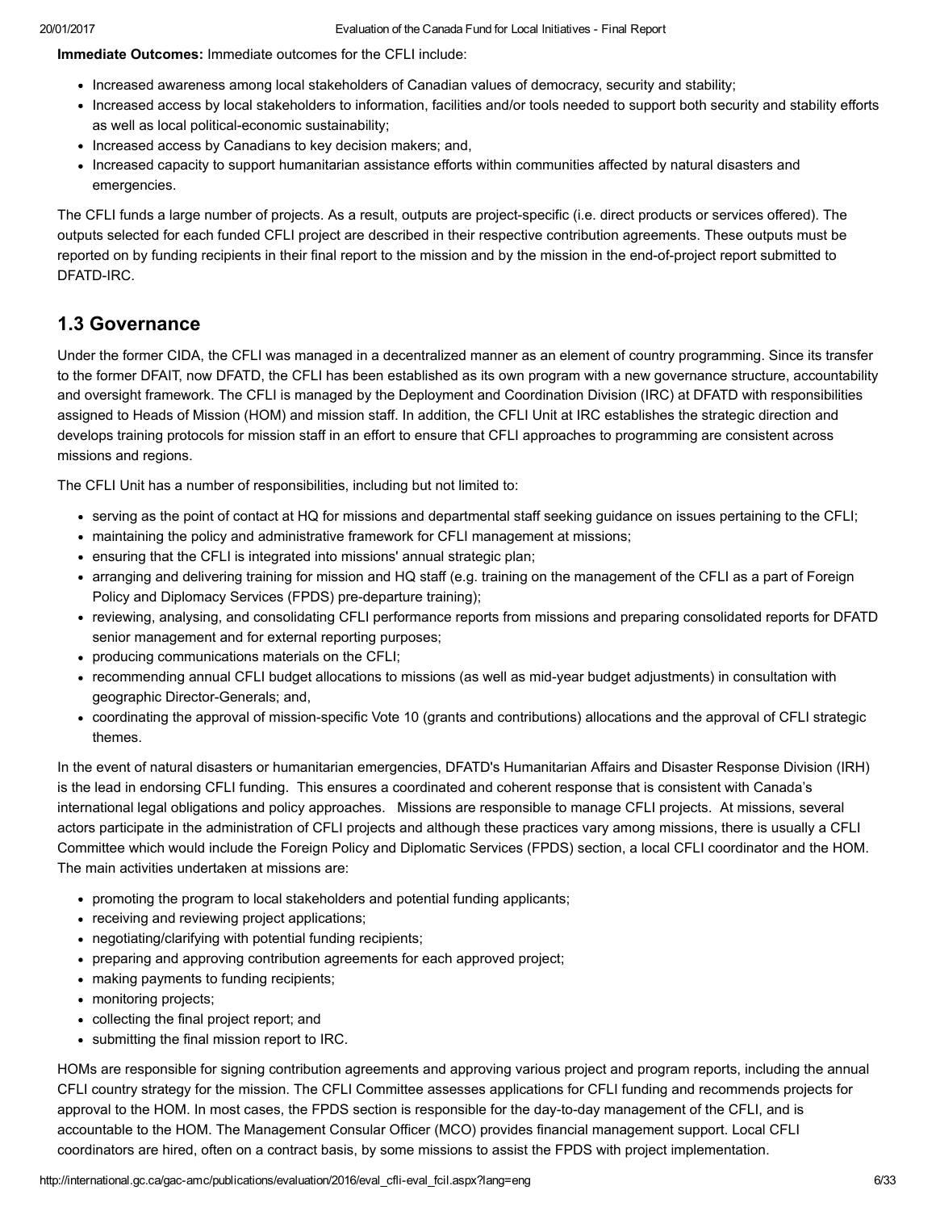**Immediate Outcomes:** Immediate outcomes for the CFLI include:

- Increased awareness among local stakeholders of Canadian values of democracy, security and stability;
- Increased access by local stakeholders to information, facilities and/or tools needed to support both security and stability efforts as well as local political-economic sustainability;
- Increased access by Canadians to key decision makers; and,
- Increased capacity to support humanitarian assistance efforts within communities affected by natural disasters and emergencies.

The CFLI funds a large number of projects. As a result, outputs are project-specific (i.e. direct products or services offered). The outputs selected for each funded CFLI project are described in their respective contribution agreements. These outputs must be reported on by funding recipients in their final report to the mission and by the mission in the end-of-project report submitted to DFATD-IRC.

## 1.3 Governance

Under the former CIDA, the CFLI was managed in a decentralized manner as an element of country programming. Since its transfer to the former DFAIT, now DFATD, the CFLI has been established as its own program with a new governance structure, accountability and oversight framework. The CFLI is managed by the Deployment and Coordination Division (IRC) at DFATD with responsibilities assigned to Heads of Mission (HOM) and mission staff. In addition, the CFLI Unit at IRC establishes the strategic direction and develops training protocols for mission staff in an effort to ensure that CFLI approaches to programming are consistent across missions and regions.

The CFLI Unit has a number of responsibilities, including but not limited to:

- serving as the point of contact at HQ for missions and departmental staff seeking guidance on issues pertaining to the CFLI;
- maintaining the policy and administrative framework for CFLI management at missions;
- ensuring that the CFLI is integrated into missions' annual strategic plan;
- arranging and delivering training for mission and HQ staff (e.g. training on the management of the CFLI as a part of Foreign Policy and Diplomacy Services (FPDS) pre-departure training);
- reviewing, analysing, and consolidating CFLI performance reports from missions and preparing consolidated reports for DFATD senior management and for external reporting purposes;
- producing communications materials on the CFLI;
- recommending annual CFLI budget allocations to missions (as well as mid-year budget adjustments) in consultation with geographic Director-Generals; and,
- coordinating the approval of mission-specific Vote 10 (grants and contributions) allocations and the approval of CFLI strategic themes.

In the event of natural disasters or humanitarian emergencies, DFATD's Humanitarian Affairs and Disaster Response Division (IRH) is the lead in endorsing CFLI funding. This ensures a coordinated and coherent response that is consistent with Canada's international legal obligations and policy approaches. Missions are responsible to manage CFLI projects. At missions, several actors participate in the administration of CFLI projects and although these practices vary among missions, there is usually a CFLI Committee which would include the Foreign Policy and Diplomatic Services (FPDS) section, a local CFLI coordinator and the HOM. The main activities undertaken at missions are:

- promoting the program to local stakeholders and potential funding applicants;
- receiving and reviewing project applications;
- negotiating/clarifying with potential funding recipients;
- preparing and approving contribution agreements for each approved project;
- making payments to funding recipients;
- monitoring projects;
- collecting the final project report; and
- submitting the final mission report to IRC.

HOMs are responsible for signing contribution agreements and approving various project and program reports, including the annual CFLI country strategy for the mission. The CFLI Committee assesses applications for CFLI funding and recommends projects for approval to the HOM. In most cases, the FPDS section is responsible for the day-to-day management of the CFLI, and is accountable to the HOM. The Management Consular Officer (MCO) provides financial management support. Local CFLI coordinators are hired, often on a contract basis, by some missions to assist the FPDS with project implementation.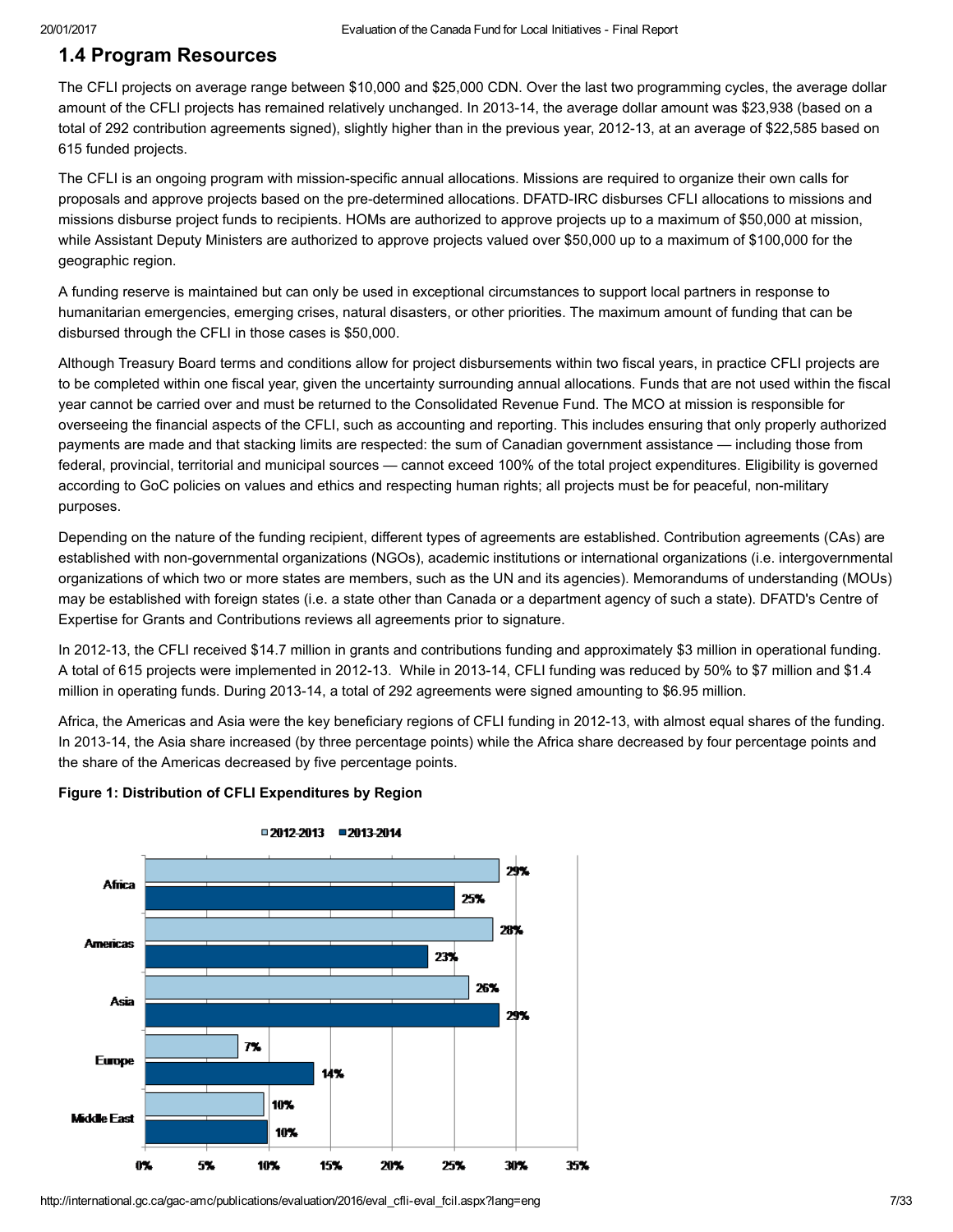## 1.4 Program Resources

The CFLI projects on average range between $10,000 and $25,000 CDN. Over the last two programming cycles, the average dollar amount of the CFLI projects has remained relatively unchanged. In 2013-14, the average dollar amount was $23,938 (based on a total of 292 contribution agreements signed), slightly higher than in the previous year, 2012-13, at an average of $22,585 based on 615 funded projects.

The CFLI is an ongoing program with mission-specific annual allocations. Missions are required to organize their own calls for proposals and approve projects based on the pre-determined allocations. DFATD-IRC disburses CFLI allocations to missions and missions disburse project funds to recipients. HOMs are authorized to approve projects up to a maximum of $50,000 at mission, while Assistant Deputy Ministers are authorized to approve projects valued over $50,000 up to a maximum of $100,000 for the geographic region.

A funding reserve is maintained but can only be used in exceptional circumstances to support local partners in response to humanitarian emergencies, emerging crises, natural disasters, or other priorities. The maximum amount of funding that can be disbursed through the CFLI in those cases is $50,000.

Although Treasury Board terms and conditions allow for project disbursements within two fiscal years, in practice CFLI projects are to be completed within one fiscal year, given the uncertainty surrounding annual allocations. Funds that are not used within the fiscal year cannot be carried over and must be returned to the Consolidated Revenue Fund. The MCO at mission is responsible for overseeing the financial aspects of the CFLI, such as accounting and reporting. This includes ensuring that only properly authorized payments are made and that stacking limits are respected: the sum of Canadian government assistance — including those from federal, provincial, territorial and municipal sources — cannot exceed 100% of the total project expenditures. Eligibility is governed according to GoC policies on values and ethics and respecting human rights; all projects must be for peaceful, non-military purposes.

Depending on the nature of the funding recipient, different types of agreements are established. Contribution agreements (CAs) are established with non-governmental organizations (NGOs), academic institutions or international organizations (i.e. intergovernmental organizations of which two or more states are members, such as the UN and its agencies). Memorandums of understanding (MOUs) may be established with foreign states (i.e. a state other than Canada or a department agency of such a state). DFATD's Centre of Expertise for Grants and Contributions reviews all agreements prior to signature.

In 2012-13, the CFLI received $14.7 million in grants and contributions funding and approximately $3 million in operational funding. A total of 615 projects were implemented in 2012-13. While in 2013-14, CFLI funding was reduced by 50% to $7 million and $1.4 million in operating funds. During 2013-14, a total of 292 agreements were signed amounting to $6.95 million.

Africa, the Americas and Asia were the key beneficiary regions of CFLI funding in 2012-13, with almost equal shares of the funding. In 2013-14, the Asia share increased (by three percentage points) while the Africa share decreased by four percentage points and the share of the Americas decreased by five percentage points.

**Figure 1: Distribution of CFLI Expenditures by Region**

| Region | 2012-2013 | 2013-2014 |
|---|---|---|
| Africa | 29% | 25% |
| Americas | 28% | 23% |
| Asia | 26% | 29% |
| Europe | 7% | 14% |
| Middle East | 10% | 10% |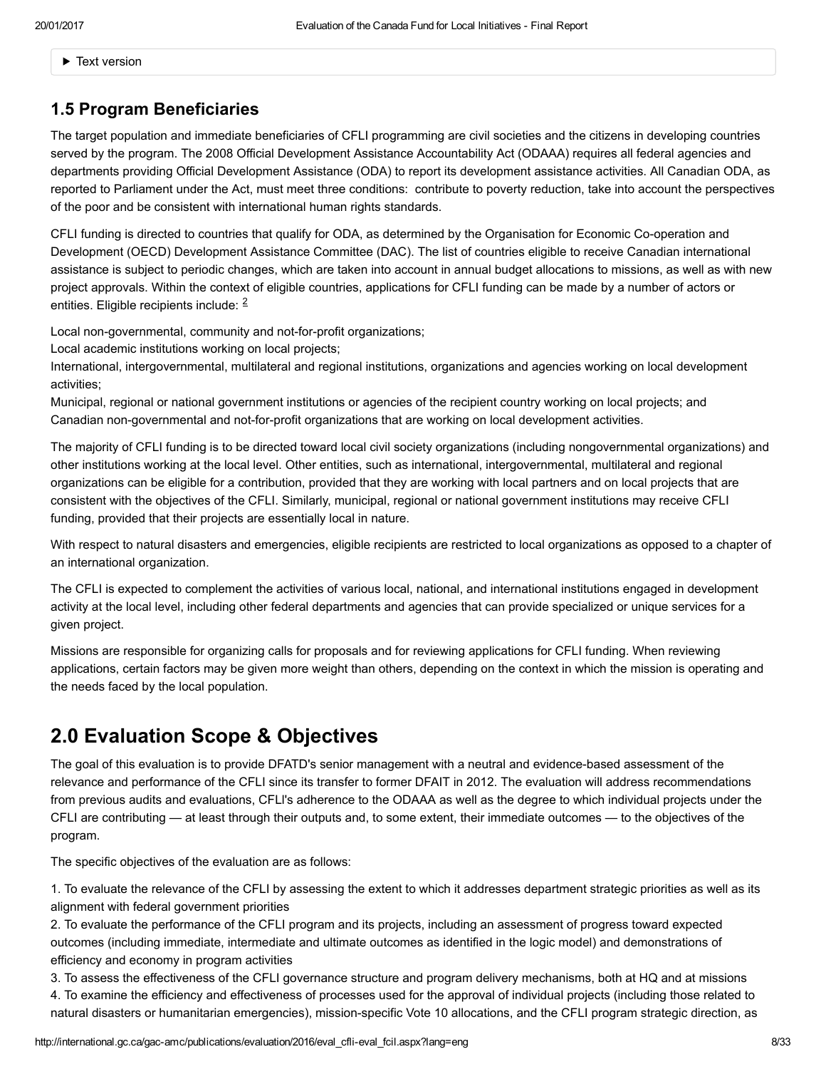▶ Text version

## 1.5 Program Beneficiaries

The target population and immediate beneficiaries of CFLI programming are civil societies and the citizens in developing countries served by the program. The 2008 Official Development Assistance Accountability Act (ODAAA) requires all federal agencies and departments providing Official Development Assistance (ODA) to report its development assistance activities. All Canadian ODA, as reported to Parliament under the Act, must meet three conditions: contribute to poverty reduction, take into account the perspectives of the poor and be consistent with international human rights standards.

CFLI funding is directed to countries that qualify for ODA, as determined by the Organisation for Economic Co-operation and Development (OECD) Development Assistance Committee (DAC). The list of countries eligible to receive Canadian international assistance is subject to periodic changes, which are taken into account in annual budget allocations to missions, as well as with new project approvals. Within the context of eligible countries, applications for CFLI funding can be made by a number of actors or entities. Eligible recipients include: [2]

Local non-governmental, community and not-for-profit organizations;
Local academic institutions working on local projects;
International, intergovernmental, multilateral and regional institutions, organizations and agencies working on local development activities;
Municipal, regional or national government institutions or agencies of the recipient country working on local projects; and
Canadian non-governmental and not-for-profit organizations that are working on local development activities.

The majority of CFLI funding is to be directed toward local civil society organizations (including nongovernmental organizations) and other institutions working at the local level. Other entities, such as international, intergovernmental, multilateral and regional organizations can be eligible for a contribution, provided that they are working with local partners and on local projects that are consistent with the objectives of the CFLI. Similarly, municipal, regional or national government institutions may receive CFLI funding, provided that their projects are essentially local in nature.

With respect to natural disasters and emergencies, eligible recipients are restricted to local organizations as opposed to a chapter of an international organization.

The CFLI is expected to complement the activities of various local, national, and international institutions engaged in development activity at the local level, including other federal departments and agencies that can provide specialized or unique services for a given project.

Missions are responsible for organizing calls for proposals and for reviewing applications for CFLI funding. When reviewing applications, certain factors may be given more weight than others, depending on the context in which the mission is operating and the needs faced by the local population.

# 2.0 Evaluation Scope & Objectives

The goal of this evaluation is to provide DFATD's senior management with a neutral and evidence-based assessment of the relevance and performance of the CFLI since its transfer to former DFAIT in 2012. The evaluation will address recommendations from previous audits and evaluations, CFLI's adherence to the ODAAA as well as the degree to which individual projects under the CFLI are contributing — at least through their outputs and, to some extent, their immediate outcomes — to the objectives of the program.

The specific objectives of the evaluation are as follows:

1. To evaluate the relevance of the CFLI by assessing the extent to which it addresses department strategic priorities as well as its alignment with federal government priorities
2. To evaluate the performance of the CFLI program and its projects, including an assessment of progress toward expected outcomes (including immediate, intermediate and ultimate outcomes as identified in the logic model) and demonstrations of efficiency and economy in program activities
3. To assess the effectiveness of the CFLI governance structure and program delivery mechanisms, both at HQ and at missions
4. To examine the efficiency and effectiveness of processes used for the approval of individual projects (including those related to natural disasters or humanitarian emergencies), mission-specific Vote 10 allocations, and the CFLI program strategic direction, as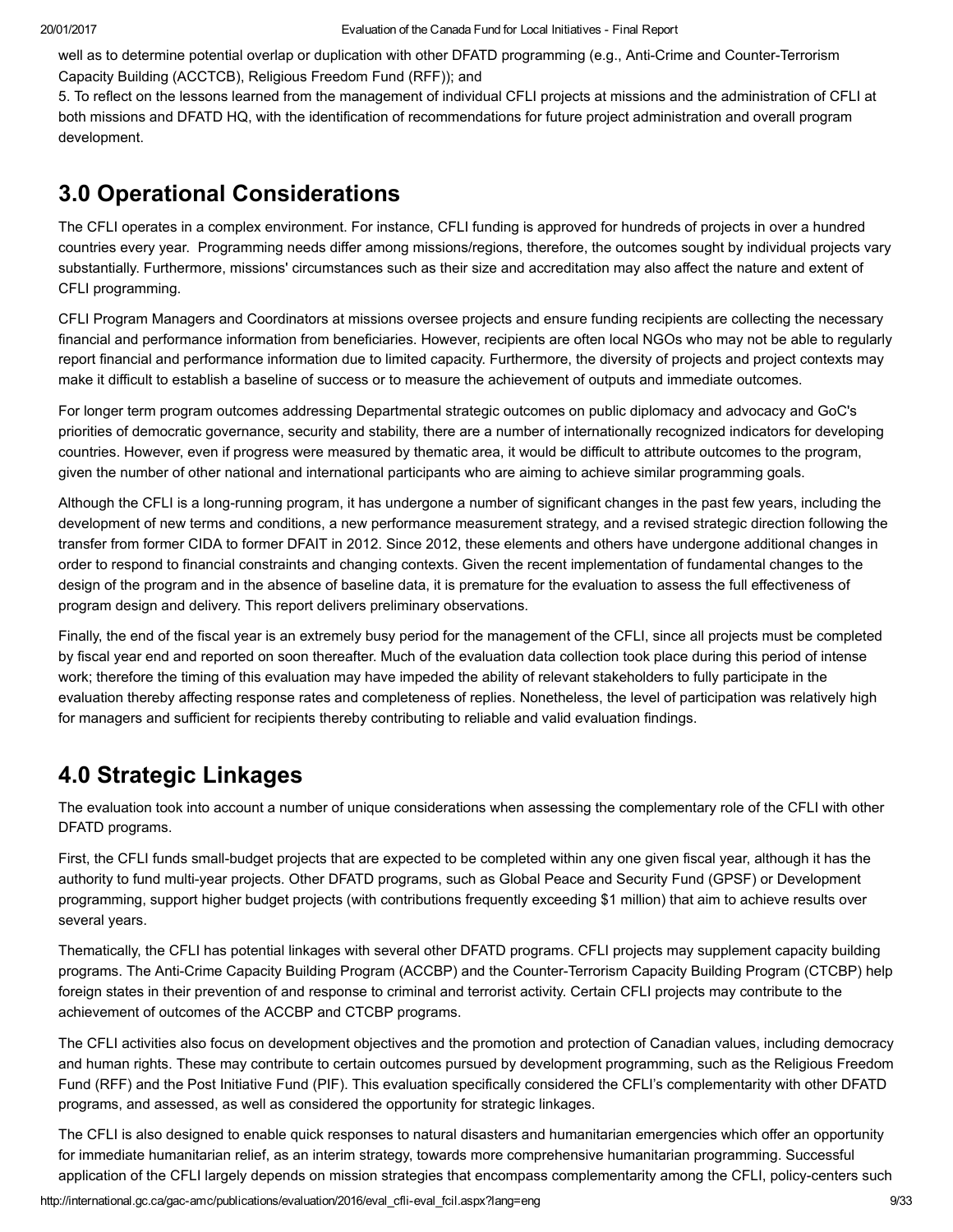well as to determine potential overlap or duplication with other DFATD programming (e.g., Anti-Crime and Counter-Terrorism Capacity Building (ACCTCB), Religious Freedom Fund (RFF)); and

5. To reflect on the lessons learned from the management of individual CFLI projects at missions and the administration of CFLI at both missions and DFATD HQ, with the identification of recommendations for future project administration and overall program development.

## 3.0 Operational Considerations

The CFLI operates in a complex environment. For instance, CFLI funding is approved for hundreds of projects in over a hundred countries every year. Programming needs differ among missions/regions, therefore, the outcomes sought by individual projects vary substantially. Furthermore, missions' circumstances such as their size and accreditation may also affect the nature and extent of CFLI programming.

CFLI Program Managers and Coordinators at missions oversee projects and ensure funding recipients are collecting the necessary financial and performance information from beneficiaries. However, recipients are often local NGOs who may not be able to regularly report financial and performance information due to limited capacity. Furthermore, the diversity of projects and project contexts may make it difficult to establish a baseline of success or to measure the achievement of outputs and immediate outcomes.

For longer term program outcomes addressing Departmental strategic outcomes on public diplomacy and advocacy and GoC's priorities of democratic governance, security and stability, there are a number of internationally recognized indicators for developing countries. However, even if progress were measured by thematic area, it would be difficult to attribute outcomes to the program, given the number of other national and international participants who are aiming to achieve similar programming goals.

Although the CFLI is a long-running program, it has undergone a number of significant changes in the past few years, including the development of new terms and conditions, a new performance measurement strategy, and a revised strategic direction following the transfer from former CIDA to former DFAIT in 2012. Since 2012, these elements and others have undergone additional changes in order to respond to financial constraints and changing contexts. Given the recent implementation of fundamental changes to the design of the program and in the absence of baseline data, it is premature for the evaluation to assess the full effectiveness of program design and delivery. This report delivers preliminary observations.

Finally, the end of the fiscal year is an extremely busy period for the management of the CFLI, since all projects must be completed by fiscal year end and reported on soon thereafter. Much of the evaluation data collection took place during this period of intense work; therefore the timing of this evaluation may have impeded the ability of relevant stakeholders to fully participate in the evaluation thereby affecting response rates and completeness of replies. Nonetheless, the level of participation was relatively high for managers and sufficient for recipients thereby contributing to reliable and valid evaluation findings.

## 4.0 Strategic Linkages

The evaluation took into account a number of unique considerations when assessing the complementary role of the CFLI with other DFATD programs.

First, the CFLI funds small-budget projects that are expected to be completed within any one given fiscal year, although it has the authority to fund multi-year projects. Other DFATD programs, such as Global Peace and Security Fund (GPSF) or Development programming, support higher budget projects (with contributions frequently exceeding $1 million) that aim to achieve results over several years.

Thematically, the CFLI has potential linkages with several other DFATD programs. CFLI projects may supplement capacity building programs. The Anti-Crime Capacity Building Program (ACCBP) and the Counter-Terrorism Capacity Building Program (CTCBP) help foreign states in their prevention of and response to criminal and terrorist activity. Certain CFLI projects may contribute to the achievement of outcomes of the ACCBP and CTCBP programs.

The CFLI activities also focus on development objectives and the promotion and protection of Canadian values, including democracy and human rights. These may contribute to certain outcomes pursued by development programming, such as the Religious Freedom Fund (RFF) and the Post Initiative Fund (PIF). This evaluation specifically considered the CFLI's complementarity with other DFATD programs, and assessed, as well as considered the opportunity for strategic linkages.

The CFLI is also designed to enable quick responses to natural disasters and humanitarian emergencies which offer an opportunity for immediate humanitarian relief, as an interim strategy, towards more comprehensive humanitarian programming. Successful application of the CFLI largely depends on mission strategies that encompass complementarity among the CFLI, policy-centers such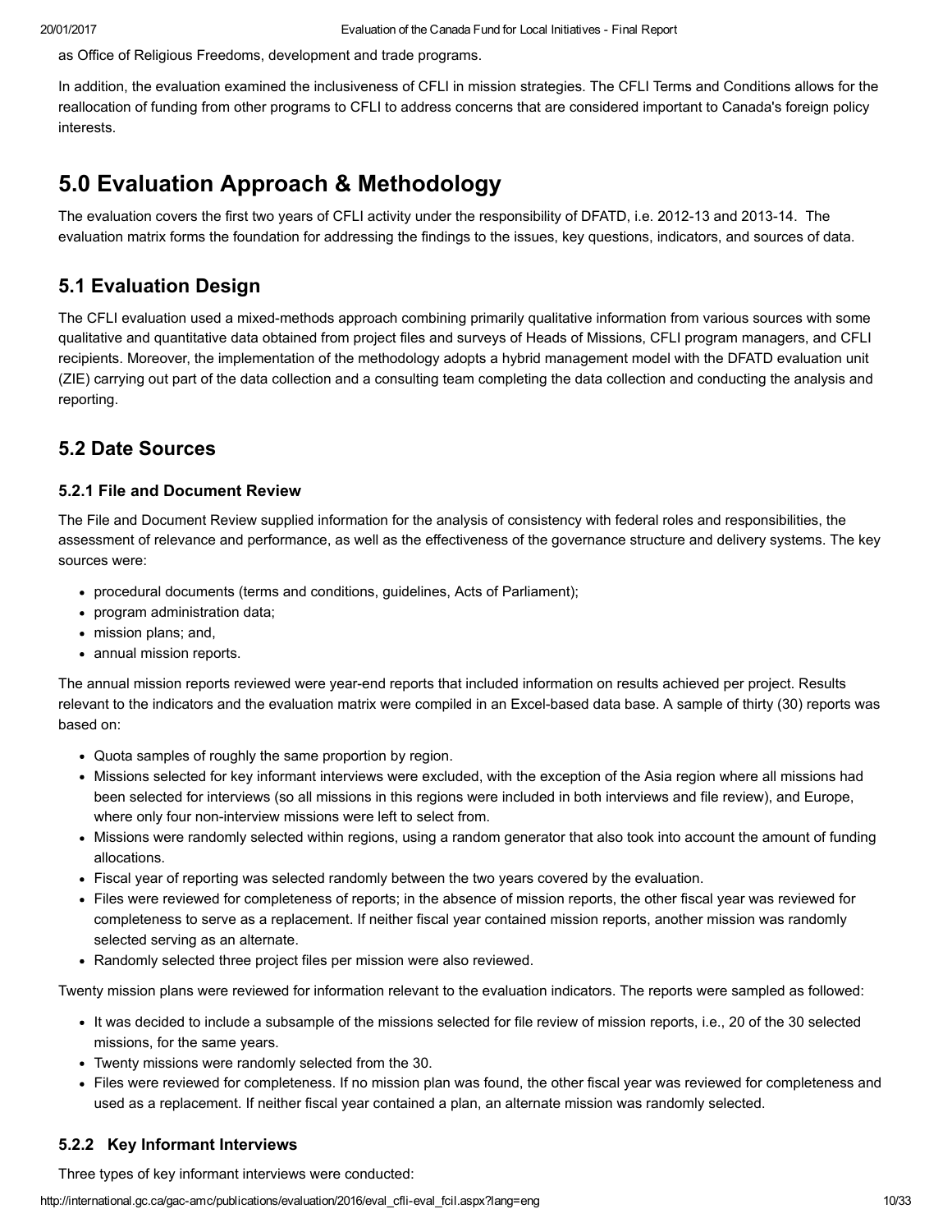as Office of Religious Freedoms, development and trade programs.

In addition, the evaluation examined the inclusiveness of CFLI in mission strategies. The CFLI Terms and Conditions allows for the reallocation of funding from other programs to CFLI to address concerns that are considered important to Canada's foreign policy interests.

# 5.0 Evaluation Approach & Methodology

The evaluation covers the first two years of CFLI activity under the responsibility of DFATD, i.e. 2012-13 and 2013-14. The evaluation matrix forms the foundation for addressing the findings to the issues, key questions, indicators, and sources of data.

## 5.1 Evaluation Design

The CFLI evaluation used a mixed-methods approach combining primarily qualitative information from various sources with some qualitative and quantitative data obtained from project files and surveys of Heads of Missions, CFLI program managers, and CFLI recipients. Moreover, the implementation of the methodology adopts a hybrid management model with the DFATD evaluation unit (ZIE) carrying out part of the data collection and a consulting team completing the data collection and conducting the analysis and reporting.

## 5.2 Date Sources

### 5.2.1 File and Document Review

The File and Document Review supplied information for the analysis of consistency with federal roles and responsibilities, the assessment of relevance and performance, as well as the effectiveness of the governance structure and delivery systems. The key sources were:

- procedural documents (terms and conditions, guidelines, Acts of Parliament);
- program administration data;
- mission plans; and,
- annual mission reports.

The annual mission reports reviewed were year-end reports that included information on results achieved per project. Results relevant to the indicators and the evaluation matrix were compiled in an Excel-based data base. A sample of thirty (30) reports was based on:

- Quota samples of roughly the same proportion by region.
- Missions selected for key informant interviews were excluded, with the exception of the Asia region where all missions had been selected for interviews (so all missions in this regions were included in both interviews and file review), and Europe, where only four non-interview missions were left to select from.
- Missions were randomly selected within regions, using a random generator that also took into account the amount of funding allocations.
- Fiscal year of reporting was selected randomly between the two years covered by the evaluation.
- Files were reviewed for completeness of reports; in the absence of mission reports, the other fiscal year was reviewed for completeness to serve as a replacement. If neither fiscal year contained mission reports, another mission was randomly selected serving as an alternate.
- Randomly selected three project files per mission were also reviewed.

Twenty mission plans were reviewed for information relevant to the evaluation indicators. The reports were sampled as followed:

- It was decided to include a subsample of the missions selected for file review of mission reports, i.e., 20 of the 30 selected missions, for the same years.
- Twenty missions were randomly selected from the 30.
- Files were reviewed for completeness. If no mission plan was found, the other fiscal year was reviewed for completeness and used as a replacement. If neither fiscal year contained a plan, an alternate mission was randomly selected.

### 5.2.2 Key Informant Interviews

Three types of key informant interviews were conducted: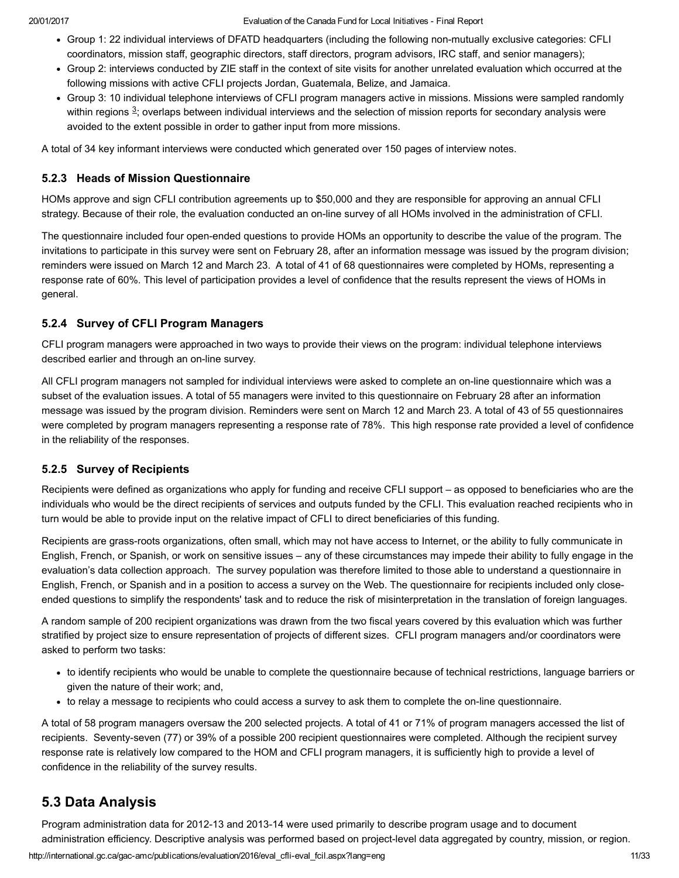- Group 1: 22 individual interviews of DFATD headquarters (including the following non-mutually exclusive categories: CFLI coordinators, mission staff, geographic directors, staff directors, program advisors, IRC staff, and senior managers);
- Group 2: interviews conducted by ZIE staff in the context of site visits for another unrelated evaluation which occurred at the following missions with active CFLI projects Jordan, Guatemala, Belize, and Jamaica.
- Group 3: 10 individual telephone interviews of CFLI program managers active in missions. Missions were sampled randomly within regions [3]; overlaps between individual interviews and the selection of mission reports for secondary analysis were avoided to the extent possible in order to gather input from more missions.

A total of 34 key informant interviews were conducted which generated over 150 pages of interview notes.

### 5.2.3 Heads of Mission Questionnaire

HOMs approve and sign CFLI contribution agreements up to $50,000 and they are responsible for approving an annual CFLI strategy. Because of their role, the evaluation conducted an on-line survey of all HOMs involved in the administration of CFLI.

The questionnaire included four open-ended questions to provide HOMs an opportunity to describe the value of the program. The invitations to participate in this survey were sent on February 28, after an information message was issued by the program division; reminders were issued on March 12 and March 23. A total of 41 of 68 questionnaires were completed by HOMs, representing a response rate of 60%. This level of participation provides a level of confidence that the results represent the views of HOMs in general.

### 5.2.4 Survey of CFLI Program Managers

CFLI program managers were approached in two ways to provide their views on the program: individual telephone interviews described earlier and through an on-line survey.

All CFLI program managers not sampled for individual interviews were asked to complete an on-line questionnaire which was a subset of the evaluation issues. A total of 55 managers were invited to this questionnaire on February 28 after an information message was issued by the program division. Reminders were sent on March 12 and March 23. A total of 43 of 55 questionnaires were completed by program managers representing a response rate of 78%. This high response rate provided a level of confidence in the reliability of the responses.

### 5.2.5 Survey of Recipients

Recipients were defined as organizations who apply for funding and receive CFLI support – as opposed to beneficiaries who are the individuals who would be the direct recipients of services and outputs funded by the CFLI. This evaluation reached recipients who in turn would be able to provide input on the relative impact of CFLI to direct beneficiaries of this funding.

Recipients are grass-roots organizations, often small, which may not have access to Internet, or the ability to fully communicate in English, French, or Spanish, or work on sensitive issues – any of these circumstances may impede their ability to fully engage in the evaluation's data collection approach. The survey population was therefore limited to those able to understand a questionnaire in English, French, or Spanish and in a position to access a survey on the Web. The questionnaire for recipients included only close-ended questions to simplify the respondents' task and to reduce the risk of misinterpretation in the translation of foreign languages.

A random sample of 200 recipient organizations was drawn from the two fiscal years covered by this evaluation which was further stratified by project size to ensure representation of projects of different sizes. CFLI program managers and/or coordinators were asked to perform two tasks:

- to identify recipients who would be unable to complete the questionnaire because of technical restrictions, language barriers or given the nature of their work; and,
- to relay a message to recipients who could access a survey to ask them to complete the on-line questionnaire.

A total of 58 program managers oversaw the 200 selected projects. A total of 41 or 71% of program managers accessed the list of recipients. Seventy-seven (77) or 39% of a possible 200 recipient questionnaires were completed. Although the recipient survey response rate is relatively low compared to the HOM and CFLI program managers, it is sufficiently high to provide a level of confidence in the reliability of the survey results.

## 5.3 Data Analysis

Program administration data for 2012-13 and 2013-14 were used primarily to describe program usage and to document administration efficiency. Descriptive analysis was performed based on project-level data aggregated by country, mission, or region.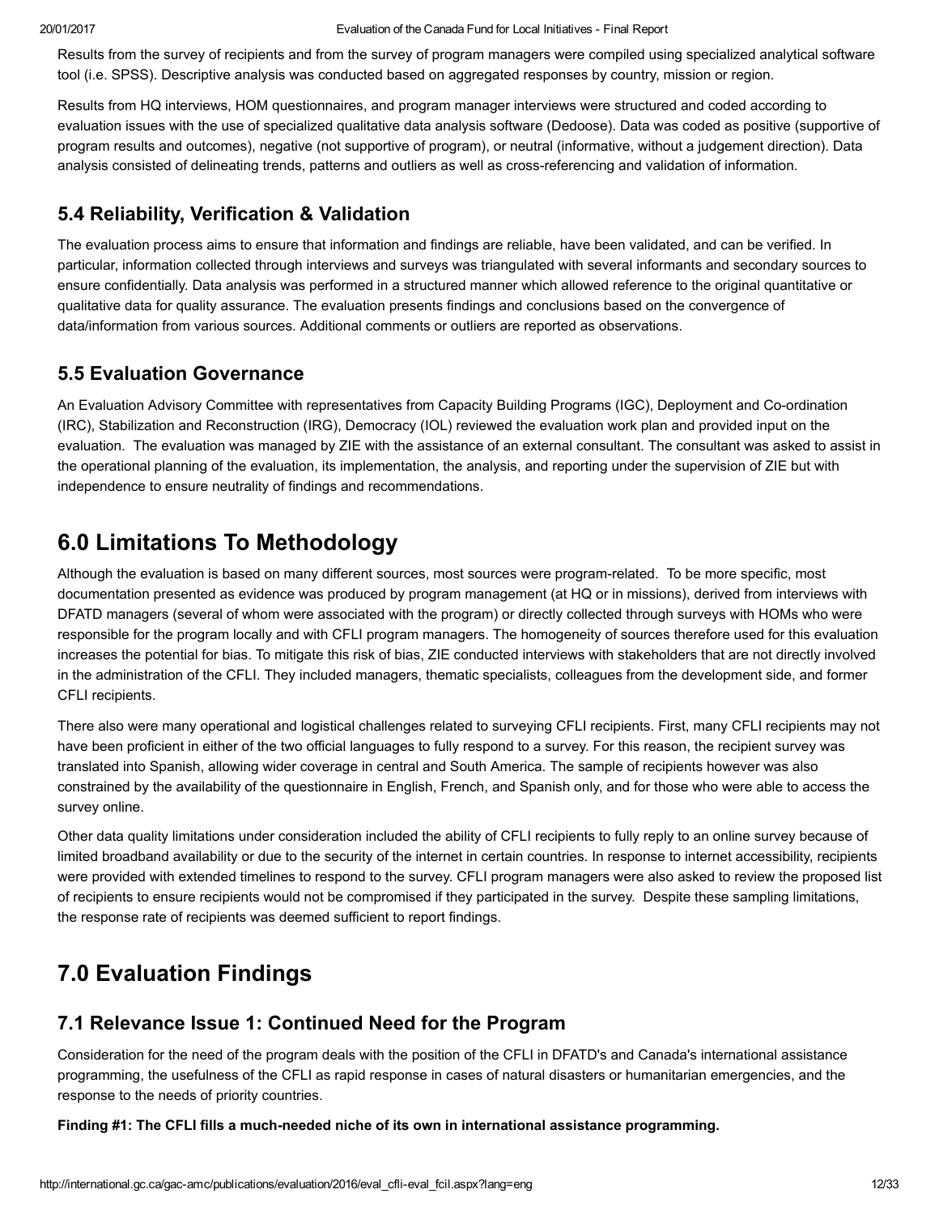Results from the survey of recipients and from the survey of program managers were compiled using specialized analytical software tool (i.e. SPSS). Descriptive analysis was conducted based on aggregated responses by country, mission or region.

Results from HQ interviews, HOM questionnaires, and program manager interviews were structured and coded according to evaluation issues with the use of specialized qualitative data analysis software (Dedoose). Data was coded as positive (supportive of program results and outcomes), negative (not supportive of program), or neutral (informative, without a judgement direction). Data analysis consisted of delineating trends, patterns and outliers as well as cross-referencing and validation of information.

## 5.4 Reliability, Verification & Validation

The evaluation process aims to ensure that information and findings are reliable, have been validated, and can be verified. In particular, information collected through interviews and surveys was triangulated with several informants and secondary sources to ensure confidentially. Data analysis was performed in a structured manner which allowed reference to the original quantitative or qualitative data for quality assurance. The evaluation presents findings and conclusions based on the convergence of data/information from various sources. Additional comments or outliers are reported as observations.

## 5.5 Evaluation Governance

An Evaluation Advisory Committee with representatives from Capacity Building Programs (IGC), Deployment and Co-ordination (IRC), Stabilization and Reconstruction (IRG), Democracy (IOL) reviewed the evaluation work plan and provided input on the evaluation. The evaluation was managed by ZIE with the assistance of an external consultant. The consultant was asked to assist in the operational planning of the evaluation, its implementation, the analysis, and reporting under the supervision of ZIE but with independence to ensure neutrality of findings and recommendations.

# 6.0 Limitations To Methodology

Although the evaluation is based on many different sources, most sources were program-related. To be more specific, most documentation presented as evidence was produced by program management (at HQ or in missions), derived from interviews with DFATD managers (several of whom were associated with the program) or directly collected through surveys with HOMs who were responsible for the program locally and with CFLI program managers. The homogeneity of sources therefore used for this evaluation increases the potential for bias. To mitigate this risk of bias, ZIE conducted interviews with stakeholders that are not directly involved in the administration of the CFLI. They included managers, thematic specialists, colleagues from the development side, and former CFLI recipients.

There also were many operational and logistical challenges related to surveying CFLI recipients. First, many CFLI recipients may not have been proficient in either of the two official languages to fully respond to a survey. For this reason, the recipient survey was translated into Spanish, allowing wider coverage in central and South America. The sample of recipients however was also constrained by the availability of the questionnaire in English, French, and Spanish only, and for those who were able to access the survey online.

Other data quality limitations under consideration included the ability of CFLI recipients to fully reply to an online survey because of limited broadband availability or due to the security of the internet in certain countries. In response to internet accessibility, recipients were provided with extended timelines to respond to the survey. CFLI program managers were also asked to review the proposed list of recipients to ensure recipients would not be compromised if they participated in the survey. Despite these sampling limitations, the response rate of recipients was deemed sufficient to report findings.

# 7.0 Evaluation Findings

## 7.1 Relevance Issue 1: Continued Need for the Program

Consideration for the need of the program deals with the position of the CFLI in DFATD's and Canada's international assistance programming, the usefulness of the CFLI as rapid response in cases of natural disasters or humanitarian emergencies, and the response to the needs of priority countries.

**Finding #1: The CFLI fills a much-needed niche of its own in international assistance programming.**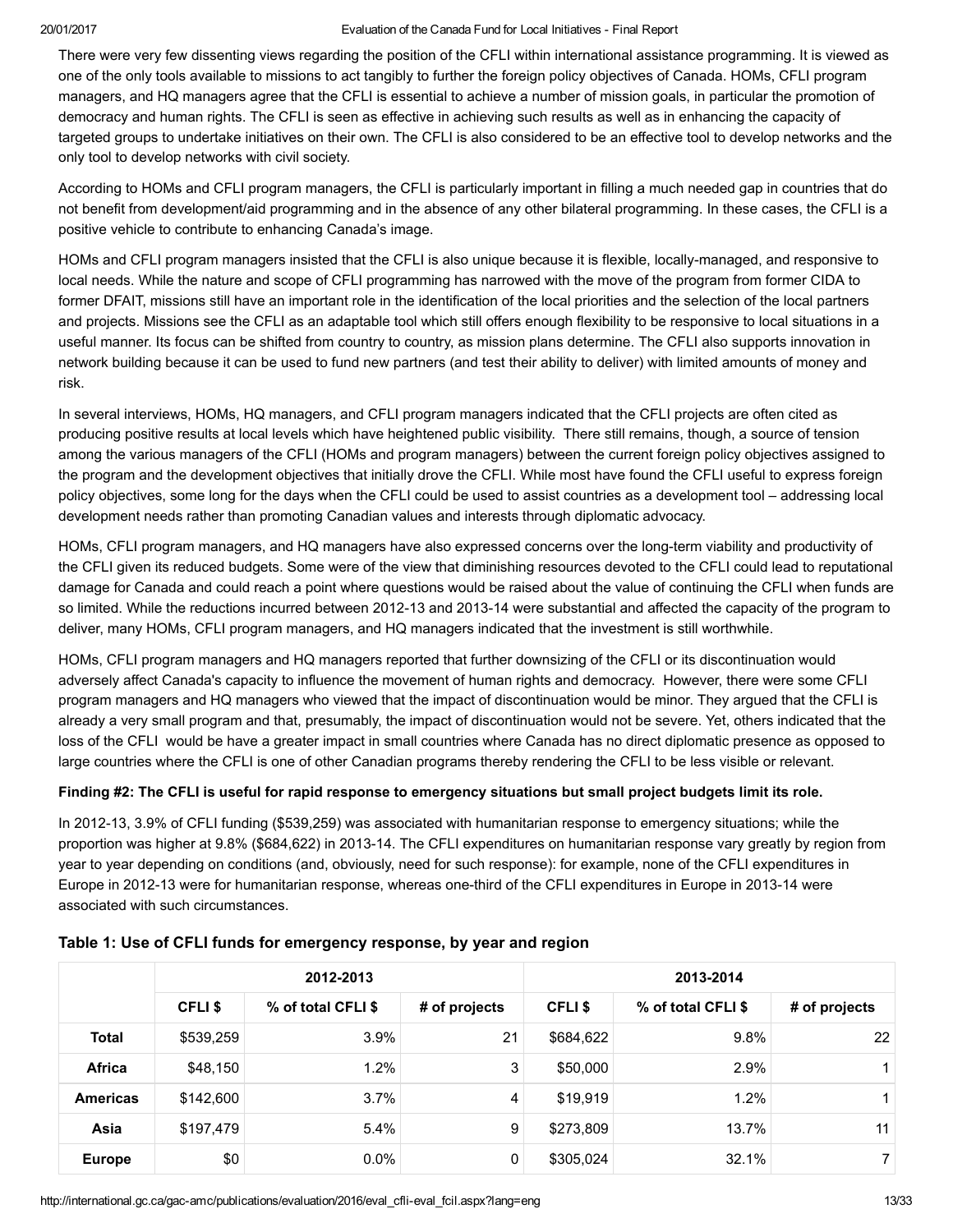There were very few dissenting views regarding the position of the CFLI within international assistance programming. It is viewed as one of the only tools available to missions to act tangibly to further the foreign policy objectives of Canada. HOMs, CFLI program managers, and HQ managers agree that the CFLI is essential to achieve a number of mission goals, in particular the promotion of democracy and human rights. The CFLI is seen as effective in achieving such results as well as in enhancing the capacity of targeted groups to undertake initiatives on their own. The CFLI is also considered to be an effective tool to develop networks and the only tool to develop networks with civil society.

According to HOMs and CFLI program managers, the CFLI is particularly important in filling a much needed gap in countries that do not benefit from development/aid programming and in the absence of any other bilateral programming. In these cases, the CFLI is a positive vehicle to contribute to enhancing Canada's image.

HOMs and CFLI program managers insisted that the CFLI is also unique because it is flexible, locally-managed, and responsive to local needs. While the nature and scope of CFLI programming has narrowed with the move of the program from former CIDA to former DFAIT, missions still have an important role in the identification of the local priorities and the selection of the local partners and projects. Missions see the CFLI as an adaptable tool which still offers enough flexibility to be responsive to local situations in a useful manner. Its focus can be shifted from country to country, as mission plans determine. The CFLI also supports innovation in network building because it can be used to fund new partners (and test their ability to deliver) with limited amounts of money and risk.

In several interviews, HOMs, HQ managers, and CFLI program managers indicated that the CFLI projects are often cited as producing positive results at local levels which have heightened public visibility. There still remains, though, a source of tension among the various managers of the CFLI (HOMs and program managers) between the current foreign policy objectives assigned to the program and the development objectives that initially drove the CFLI. While most have found the CFLI useful to express foreign policy objectives, some long for the days when the CFLI could be used to assist countries as a development tool – addressing local development needs rather than promoting Canadian values and interests through diplomatic advocacy.

HOMs, CFLI program managers, and HQ managers have also expressed concerns over the long-term viability and productivity of the CFLI given its reduced budgets. Some were of the view that diminishing resources devoted to the CFLI could lead to reputational damage for Canada and could reach a point where questions would be raised about the value of continuing the CFLI when funds are so limited. While the reductions incurred between 2012-13 and 2013-14 were substantial and affected the capacity of the program to deliver, many HOMs, CFLI program managers, and HQ managers indicated that the investment is still worthwhile.

HOMs, CFLI program managers and HQ managers reported that further downsizing of the CFLI or its discontinuation would adversely affect Canada's capacity to influence the movement of human rights and democracy. However, there were some CFLI program managers and HQ managers who viewed that the impact of discontinuation would be minor. They argued that the CFLI is already a very small program and that, presumably, the impact of discontinuation would not be severe. Yet, others indicated that the loss of the CFLI would be have a greater impact in small countries where Canada has no direct diplomatic presence as opposed to large countries where the CFLI is one of other Canadian programs thereby rendering the CFLI to be less visible or relevant.

**Finding #2: The CFLI is useful for rapid response to emergency situations but small project budgets limit its role.**

In 2012-13, 3.9% of CFLI funding ($539,259) was associated with humanitarian response to emergency situations; while the proportion was higher at 9.8% ($684,622) in 2013-14. The CFLI expenditures on humanitarian response vary greatly by region from year to year depending on conditions (and, obviously, need for such response): for example, none of the CFLI expenditures in Europe in 2012-13 were for humanitarian response, whereas one-third of the CFLI expenditures in Europe in 2013-14 were associated with such circumstances.

### Table 1: Use of CFLI funds for emergency response, by year and region

| | 2012-2013 | | | 2013-2014 | | |
|---|---|---|---|---|---|---|
| | CFLI $ | % of total CFLI $ | # of projects | CFLI $ | % of total CFLI $ | # of projects |
| **Total** | $539,259 | 3.9% | 21 | $684,622 | 9.8% | 22 |
| **Africa** | $48,150 | 1.2% | 3 | $50,000 | 2.9% | 1 |
| **Americas** | $142,600 | 3.7% | 4 | $19,919 | 1.2% | 1 |
| **Asia** | $197,479 | 5.4% | 9 | $273,809 | 13.7% | 11 |
| **Europe** | $0 | 0.0% | 0 | $305,024 | 32.1% | 7 |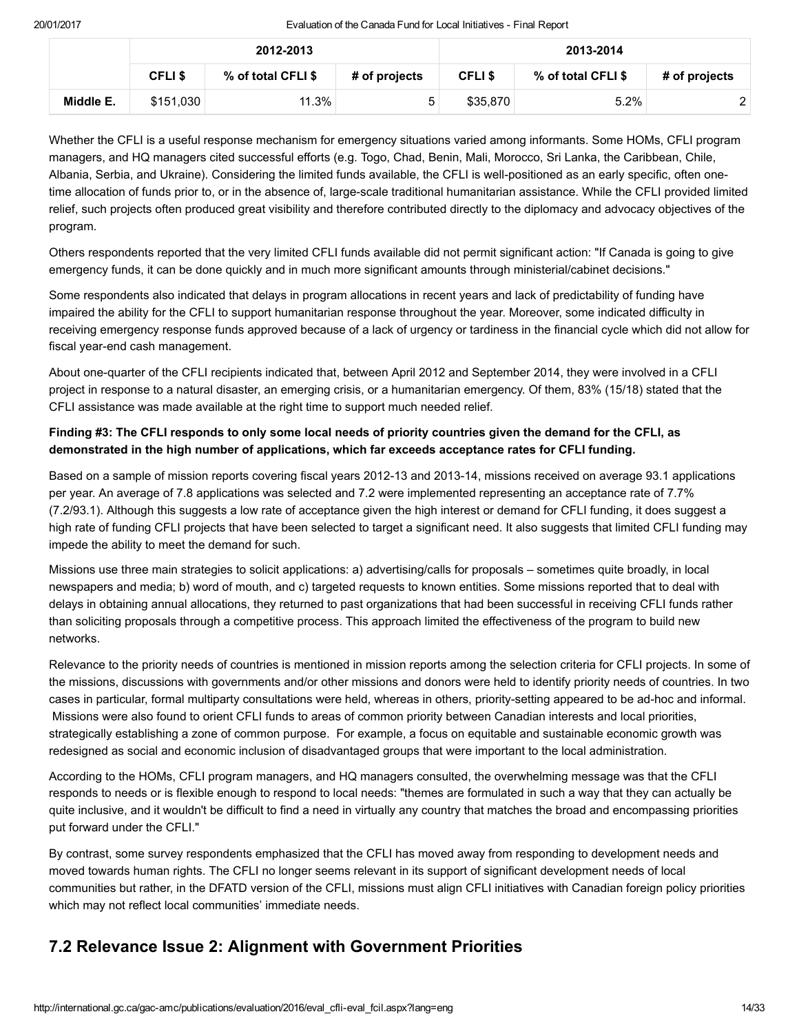| | 2012-2013 | | | 2013-2014 | | |
|---|---|---|---|---|---|---|
| | CFLI $ | % of total CFLI $ | # of projects | CFLI $ | % of total CFLI $ | # of projects |
| **Middle E.** | $151,030 | 11.3% | 5 | $35,870 | 5.2% | 2 |

Whether the CFLI is a useful response mechanism for emergency situations varied among informants. Some HOMs, CFLI program managers, and HQ managers cited successful efforts (e.g. Togo, Chad, Benin, Mali, Morocco, Sri Lanka, the Caribbean, Chile, Albania, Serbia, and Ukraine). Considering the limited funds available, the CFLI is well-positioned as an early specific, often one-time allocation of funds prior to, or in the absence of, large-scale traditional humanitarian assistance. While the CFLI provided limited relief, such projects often produced great visibility and therefore contributed directly to the diplomacy and advocacy objectives of the program.

Others respondents reported that the very limited CFLI funds available did not permit significant action: "If Canada is going to give emergency funds, it can be done quickly and in much more significant amounts through ministerial/cabinet decisions."

Some respondents also indicated that delays in program allocations in recent years and lack of predictability of funding have impaired the ability for the CFLI to support humanitarian response throughout the year. Moreover, some indicated difficulty in receiving emergency response funds approved because of a lack of urgency or tardiness in the financial cycle which did not allow for fiscal year-end cash management.

About one-quarter of the CFLI recipients indicated that, between April 2012 and September 2014, they were involved in a CFLI project in response to a natural disaster, an emerging crisis, or a humanitarian emergency. Of them, 83% (15/18) stated that the CFLI assistance was made available at the right time to support much needed relief.

**Finding #3: The CFLI responds to only some local needs of priority countries given the demand for the CFLI, as demonstrated in the high number of applications, which far exceeds acceptance rates for CFLI funding.**

Based on a sample of mission reports covering fiscal years 2012-13 and 2013-14, missions received on average 93.1 applications per year. An average of 7.8 applications was selected and 7.2 were implemented representing an acceptance rate of 7.7% (7.2/93.1). Although this suggests a low rate of acceptance given the high interest or demand for CFLI funding, it does suggest a high rate of funding CFLI projects that have been selected to target a significant need. It also suggests that limited CFLI funding may impede the ability to meet the demand for such.

Missions use three main strategies to solicit applications: a) advertising/calls for proposals – sometimes quite broadly, in local newspapers and media; b) word of mouth, and c) targeted requests to known entities. Some missions reported that to deal with delays in obtaining annual allocations, they returned to past organizations that had been successful in receiving CFLI funds rather than soliciting proposals through a competitive process. This approach limited the effectiveness of the program to build new networks.

Relevance to the priority needs of countries is mentioned in mission reports among the selection criteria for CFLI projects. In some of the missions, discussions with governments and/or other missions and donors were held to identify priority needs of countries. In two cases in particular, formal multiparty consultations were held, whereas in others, priority-setting appeared to be ad-hoc and informal. Missions were also found to orient CFLI funds to areas of common priority between Canadian interests and local priorities, strategically establishing a zone of common purpose. For example, a focus on equitable and sustainable economic growth was redesigned as social and economic inclusion of disadvantaged groups that were important to the local administration.

According to the HOMs, CFLI program managers, and HQ managers consulted, the overwhelming message was that the CFLI responds to needs or is flexible enough to respond to local needs: "themes are formulated in such a way that they can actually be quite inclusive, and it wouldn't be difficult to find a need in virtually any country that matches the broad and encompassing priorities put forward under the CFLI."

By contrast, some survey respondents emphasized that the CFLI has moved away from responding to development needs and moved towards human rights. The CFLI no longer seems relevant in its support of significant development needs of local communities but rather, in the DFATD version of the CFLI, missions must align CFLI initiatives with Canadian foreign policy priorities which may not reflect local communities' immediate needs.

## 7.2 Relevance Issue 2: Alignment with Government Priorities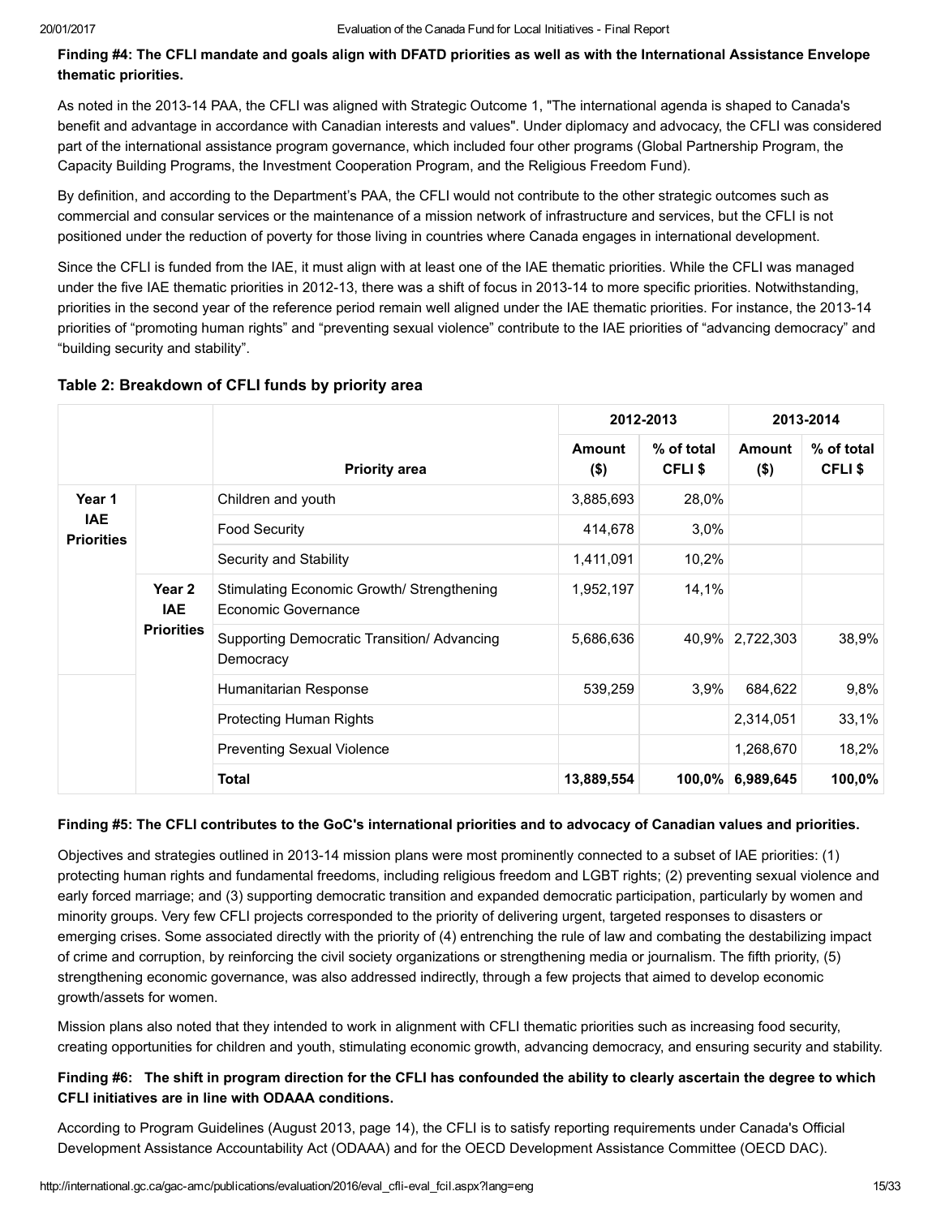**Finding #4: The CFLI mandate and goals align with DFATD priorities as well as with the International Assistance Envelope thematic priorities.**

As noted in the 2013-14 PAA, the CFLI was aligned with Strategic Outcome 1, "The international agenda is shaped to Canada's benefit and advantage in accordance with Canadian interests and values". Under diplomacy and advocacy, the CFLI was considered part of the international assistance program governance, which included four other programs (Global Partnership Program, the Capacity Building Programs, the Investment Cooperation Program, and the Religious Freedom Fund).

By definition, and according to the Department's PAA, the CFLI would not contribute to the other strategic outcomes such as commercial and consular services or the maintenance of a mission network of infrastructure and services, but the CFLI is not positioned under the reduction of poverty for those living in countries where Canada engages in international development.

Since the CFLI is funded from the IAE, it must align with at least one of the IAE thematic priorities. While the CFLI was managed under the five IAE thematic priorities in 2012-13, there was a shift of focus in 2013-14 to more specific priorities. Notwithstanding, priorities in the second year of the reference period remain well aligned under the IAE thematic priorities. For instance, the 2013-14 priorities of "promoting human rights" and "preventing sexual violence" contribute to the IAE priorities of "advancing democracy" and "building security and stability".

### Table 2: Breakdown of CFLI funds by priority area

| | | | 2012-2013 | | 2013-2014 | |
|---|---|---|---|---|---|---|
| | | **Priority area** | **Amount ($)** | **% of total CFLI $** | **Amount ($)** | **% of total CFLI $** |
| **Year 1 IAE Priorities** | | Children and youth | 3,885,693 | 28,0% | | |
| | | Food Security | 414,678 | 3,0% | | |
| | | Security and Stability | 1,411,091 | 10,2% | | |
| | **Year 2 IAE Priorities** | Stimulating Economic Growth/ Strengthening Economic Governance | 1,952,197 | 14,1% | | |
| | | Supporting Democratic Transition/ Advancing Democracy | 5,686,636 | 40,9% | 2,722,303 | 38,9% |
| | | Humanitarian Response | 539,259 | 3,9% | 684,622 | 9,8% |
| | | Protecting Human Rights | | | 2,314,051 | 33,1% |
| | | Preventing Sexual Violence | | | 1,268,670 | 18,2% |
| | | **Total** | **13,889,554** | **100,0%** | **6,989,645** | **100,0%** |

**Finding #5: The CFLI contributes to the GoC's international priorities and to advocacy of Canadian values and priorities.**

Objectives and strategies outlined in 2013-14 mission plans were most prominently connected to a subset of IAE priorities: (1) protecting human rights and fundamental freedoms, including religious freedom and LGBT rights; (2) preventing sexual violence and early forced marriage; and (3) supporting democratic transition and expanded democratic participation, particularly by women and minority groups. Very few CFLI projects corresponded to the priority of delivering urgent, targeted responses to disasters or emerging crises. Some associated directly with the priority of (4) entrenching the rule of law and combating the destabilizing impact of crime and corruption, by reinforcing the civil society organizations or strengthening media or journalism. The fifth priority, (5) strengthening economic governance, was also addressed indirectly, through a few projects that aimed to develop economic growth/assets for women.

Mission plans also noted that they intended to work in alignment with CFLI thematic priorities such as increasing food security, creating opportunities for children and youth, stimulating economic growth, advancing democracy, and ensuring security and stability.

**Finding #6: The shift in program direction for the CFLI has confounded the ability to clearly ascertain the degree to which CFLI initiatives are in line with ODAAA conditions.**

According to Program Guidelines (August 2013, page 14), the CFLI is to satisfy reporting requirements under Canada's Official Development Assistance Accountability Act (ODAAA) and for the OECD Development Assistance Committee (OECD DAC).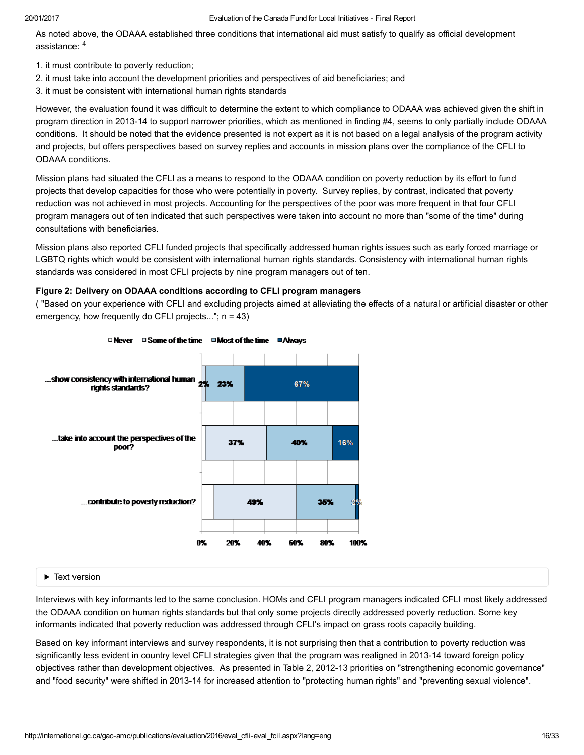As noted above, the ODAAA established three conditions that international aid must satisfy to qualify as official development assistance: [4]

1. it must contribute to poverty reduction;
2. it must take into account the development priorities and perspectives of aid beneficiaries; and
3. it must be consistent with international human rights standards

However, the evaluation found it was difficult to determine the extent to which compliance to ODAAA was achieved given the shift in program direction in 2013-14 to support narrower priorities, which as mentioned in finding #4, seems to only partially include ODAAA conditions. It should be noted that the evidence presented is not expert as it is not based on a legal analysis of the program activity and projects, but offers perspectives based on survey replies and accounts in mission plans over the compliance of the CFLI to ODAAA conditions.

Mission plans had situated the CFLI as a means to respond to the ODAAA condition on poverty reduction by its effort to fund projects that develop capacities for those who were potentially in poverty. Survey replies, by contrast, indicated that poverty reduction was not achieved in most projects. Accounting for the perspectives of the poor was more frequent in that four CFLI program managers out of ten indicated that such perspectives were taken into account no more than "some of the time" during consultations with beneficiaries.

Mission plans also reported CFLI funded projects that specifically addressed human rights issues such as early forced marriage or LGBTQ rights which would be consistent with international human rights standards. Consistency with international human rights standards was considered in most CFLI projects by nine program managers out of ten.

**Figure 2: Delivery on ODAAA conditions according to CFLI program managers**
( "Based on your experience with CFLI and excluding projects aimed at alleviating the effects of a natural or artificial disaster or other emergency, how frequently do CFLI projects..."; n = 43)

| | Never | Some of the time | Most of the time | Always |
|---|---|---|---|---|
| ...show consistency with international human rights standards? | | 2% | 23% | 67% |
| ...take into account the perspectives of the poor? | | 37% | 40% | 16% |
| ...contribute to poverty reduction? | | 49% | 35% | 2% |

▶ Text version

Interviews with key informants led to the same conclusion. HOMs and CFLI program managers indicated CFLI most likely addressed the ODAAA condition on human rights standards but that only some projects directly addressed poverty reduction. Some key informants indicated that poverty reduction was addressed through CFLI's impact on grass roots capacity building.

Based on key informant interviews and survey respondents, it is not surprising then that a contribution to poverty reduction was significantly less evident in country level CFLI strategies given that the program was realigned in 2013-14 toward foreign policy objectives rather than development objectives. As presented in Table 2, 2012-13 priorities on "strengthening economic governance" and "food security" were shifted in 2013-14 for increased attention to "protecting human rights" and "preventing sexual violence".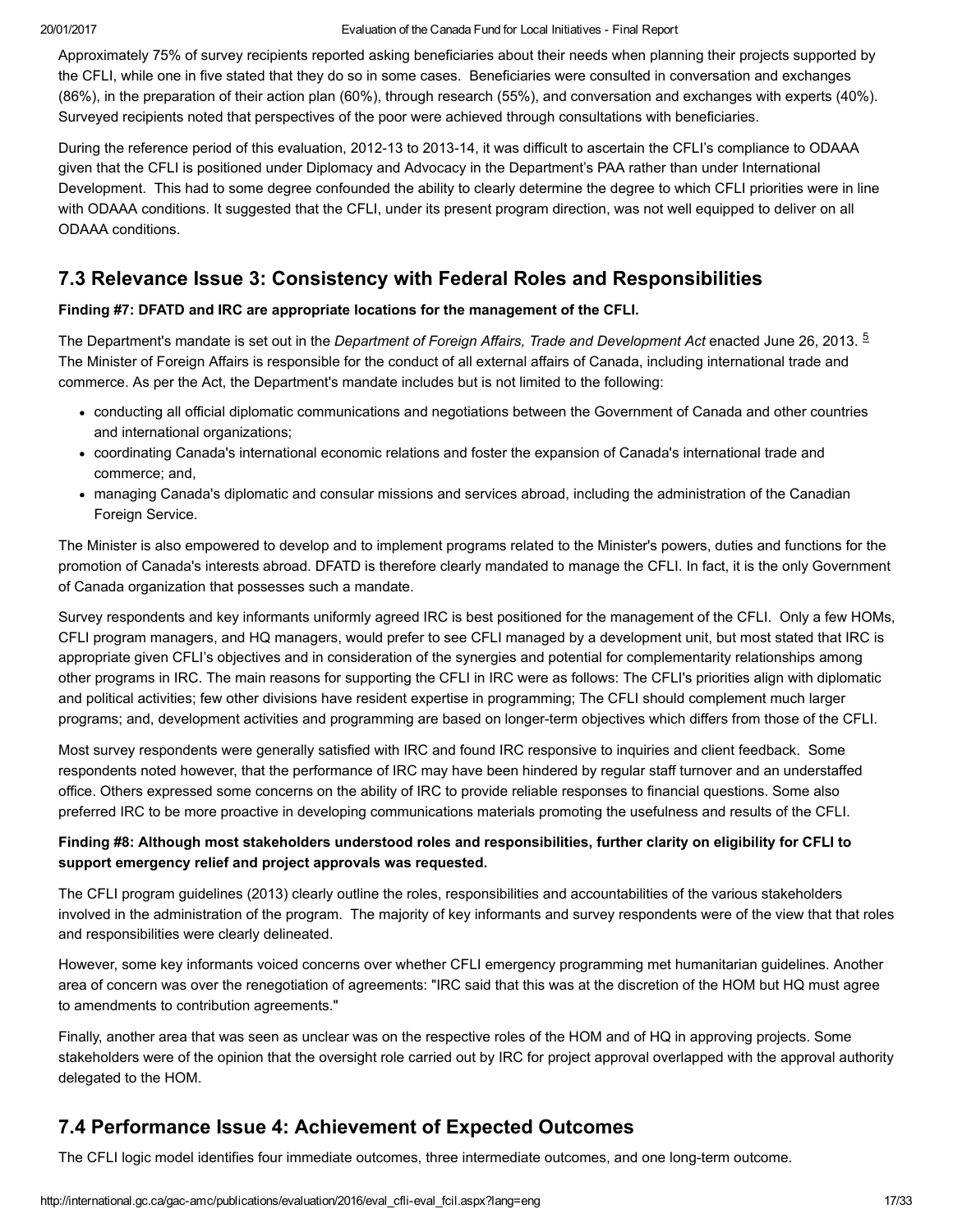Approximately 75% of survey recipients reported asking beneficiaries about their needs when planning their projects supported by the CFLI, while one in five stated that they do so in some cases. Beneficiaries were consulted in conversation and exchanges (86%), in the preparation of their action plan (60%), through research (55%), and conversation and exchanges with experts (40%). Surveyed recipients noted that perspectives of the poor were achieved through consultations with beneficiaries.

During the reference period of this evaluation, 2012-13 to 2013-14, it was difficult to ascertain the CFLI's compliance to ODAAA given that the CFLI is positioned under Diplomacy and Advocacy in the Department's PAA rather than under International Development. This had to some degree confounded the ability to clearly determine the degree to which CFLI priorities were in line with ODAAA conditions. It suggested that the CFLI, under its present program direction, was not well equipped to deliver on all ODAAA conditions.

## 7.3 Relevance Issue 3: Consistency with Federal Roles and Responsibilities

**Finding #7: DFATD and IRC are appropriate locations for the management of the CFLI.**

The Department's mandate is set out in the *Department of Foreign Affairs, Trade and Development Act* enacted June 26, 2013. [5] The Minister of Foreign Affairs is responsible for the conduct of all external affairs of Canada, including international trade and commerce. As per the Act, the Department's mandate includes but is not limited to the following:

- conducting all official diplomatic communications and negotiations between the Government of Canada and other countries and international organizations;
- coordinating Canada's international economic relations and foster the expansion of Canada's international trade and commerce; and,
- managing Canada's diplomatic and consular missions and services abroad, including the administration of the Canadian Foreign Service.

The Minister is also empowered to develop and to implement programs related to the Minister's powers, duties and functions for the promotion of Canada's interests abroad. DFATD is therefore clearly mandated to manage the CFLI. In fact, it is the only Government of Canada organization that possesses such a mandate.

Survey respondents and key informants uniformly agreed IRC is best positioned for the management of the CFLI. Only a few HOMs, CFLI program managers, and HQ managers, would prefer to see CFLI managed by a development unit, but most stated that IRC is appropriate given CFLI's objectives and in consideration of the synergies and potential for complementarity relationships among other programs in IRC. The main reasons for supporting the CFLI in IRC were as follows: The CFLI's priorities align with diplomatic and political activities; few other divisions have resident expertise in programming; The CFLI should complement much larger programs; and, development activities and programming are based on longer-term objectives which differs from those of the CFLI.

Most survey respondents were generally satisfied with IRC and found IRC responsive to inquiries and client feedback. Some respondents noted however, that the performance of IRC may have been hindered by regular staff turnover and an understaffed office. Others expressed some concerns on the ability of IRC to provide reliable responses to financial questions. Some also preferred IRC to be more proactive in developing communications materials promoting the usefulness and results of the CFLI.

**Finding #8: Although most stakeholders understood roles and responsibilities, further clarity on eligibility for CFLI to support emergency relief and project approvals was requested.**

The CFLI program guidelines (2013) clearly outline the roles, responsibilities and accountabilities of the various stakeholders involved in the administration of the program. The majority of key informants and survey respondents were of the view that that roles and responsibilities were clearly delineated.

However, some key informants voiced concerns over whether CFLI emergency programming met humanitarian guidelines. Another area of concern was over the renegotiation of agreements: "IRC said that this was at the discretion of the HOM but HQ must agree to amendments to contribution agreements."

Finally, another area that was seen as unclear was on the respective roles of the HOM and of HQ in approving projects. Some stakeholders were of the opinion that the oversight role carried out by IRC for project approval overlapped with the approval authority delegated to the HOM.

## 7.4 Performance Issue 4: Achievement of Expected Outcomes

The CFLI logic model identifies four immediate outcomes, three intermediate outcomes, and one long-term outcome.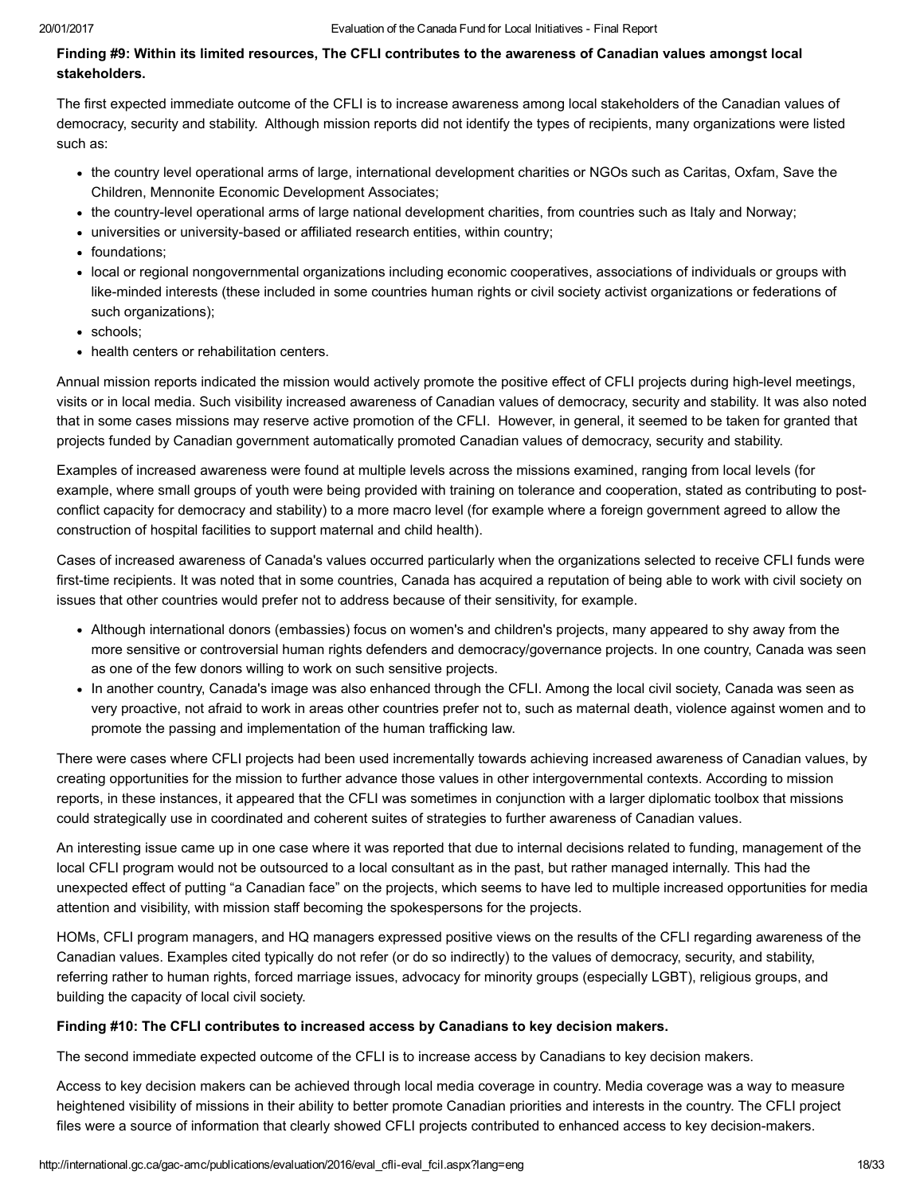**Finding #9: Within its limited resources, The CFLI contributes to the awareness of Canadian values amongst local stakeholders.**

The first expected immediate outcome of the CFLI is to increase awareness among local stakeholders of the Canadian values of democracy, security and stability. Although mission reports did not identify the types of recipients, many organizations were listed such as:

- the country level operational arms of large, international development charities or NGOs such as Caritas, Oxfam, Save the Children, Mennonite Economic Development Associates;
- the country-level operational arms of large national development charities, from countries such as Italy and Norway;
- universities or university-based or affiliated research entities, within country;
- foundations;
- local or regional nongovernmental organizations including economic cooperatives, associations of individuals or groups with like-minded interests (these included in some countries human rights or civil society activist organizations or federations of such organizations);
- schools;
- health centers or rehabilitation centers.

Annual mission reports indicated the mission would actively promote the positive effect of CFLI projects during high-level meetings, visits or in local media. Such visibility increased awareness of Canadian values of democracy, security and stability. It was also noted that in some cases missions may reserve active promotion of the CFLI. However, in general, it seemed to be taken for granted that projects funded by Canadian government automatically promoted Canadian values of democracy, security and stability.

Examples of increased awareness were found at multiple levels across the missions examined, ranging from local levels (for example, where small groups of youth were being provided with training on tolerance and cooperation, stated as contributing to post-conflict capacity for democracy and stability) to a more macro level (for example where a foreign government agreed to allow the construction of hospital facilities to support maternal and child health).

Cases of increased awareness of Canada's values occurred particularly when the organizations selected to receive CFLI funds were first-time recipients. It was noted that in some countries, Canada has acquired a reputation of being able to work with civil society on issues that other countries would prefer not to address because of their sensitivity, for example.

- Although international donors (embassies) focus on women's and children's projects, many appeared to shy away from the more sensitive or controversial human rights defenders and democracy/governance projects. In one country, Canada was seen as one of the few donors willing to work on such sensitive projects.
- In another country, Canada's image was also enhanced through the CFLI. Among the local civil society, Canada was seen as very proactive, not afraid to work in areas other countries prefer not to, such as maternal death, violence against women and to promote the passing and implementation of the human trafficking law.

There were cases where CFLI projects had been used incrementally towards achieving increased awareness of Canadian values, by creating opportunities for the mission to further advance those values in other intergovernmental contexts. According to mission reports, in these instances, it appeared that the CFLI was sometimes in conjunction with a larger diplomatic toolbox that missions could strategically use in coordinated and coherent suites of strategies to further awareness of Canadian values.

An interesting issue came up in one case where it was reported that due to internal decisions related to funding, management of the local CFLI program would not be outsourced to a local consultant as in the past, but rather managed internally. This had the unexpected effect of putting "a Canadian face" on the projects, which seems to have led to multiple increased opportunities for media attention and visibility, with mission staff becoming the spokespersons for the projects.

HOMs, CFLI program managers, and HQ managers expressed positive views on the results of the CFLI regarding awareness of the Canadian values. Examples cited typically do not refer (or do so indirectly) to the values of democracy, security, and stability, referring rather to human rights, forced marriage issues, advocacy for minority groups (especially LGBT), religious groups, and building the capacity of local civil society.

**Finding #10: The CFLI contributes to increased access by Canadians to key decision makers.**

The second immediate expected outcome of the CFLI is to increase access by Canadians to key decision makers.

Access to key decision makers can be achieved through local media coverage in country. Media coverage was a way to measure heightened visibility of missions in their ability to better promote Canadian priorities and interests in the country. The CFLI project files were a source of information that clearly showed CFLI projects contributed to enhanced access to key decision-makers.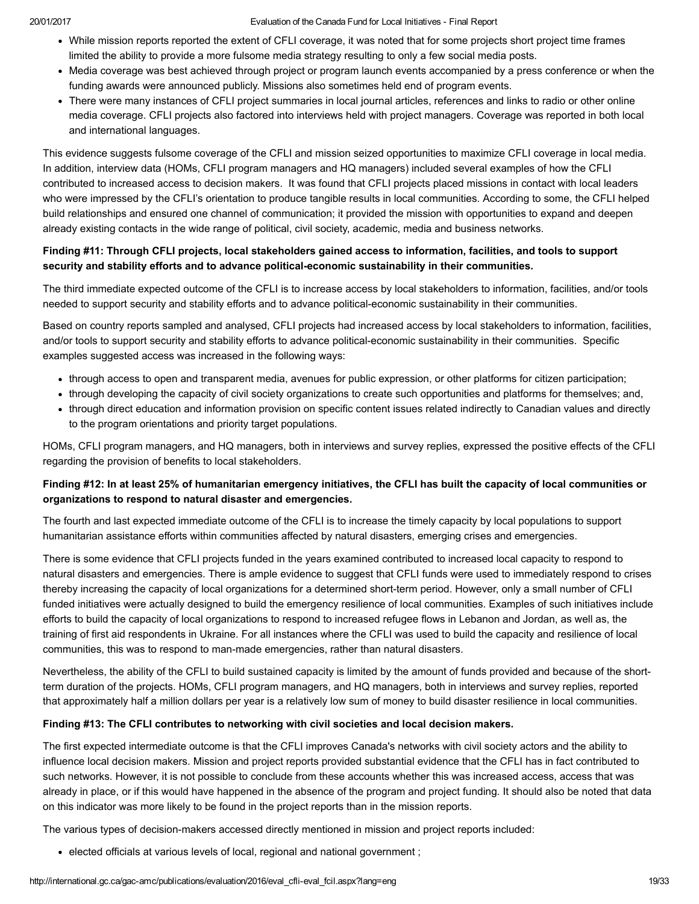- While mission reports reported the extent of CFLI coverage, it was noted that for some projects short project time frames limited the ability to provide a more fulsome media strategy resulting to only a few social media posts.
- Media coverage was best achieved through project or program launch events accompanied by a press conference or when the funding awards were announced publicly. Missions also sometimes held end of program events.
- There were many instances of CFLI project summaries in local journal articles, references and links to radio or other online media coverage. CFLI projects also factored into interviews held with project managers. Coverage was reported in both local and international languages.

This evidence suggests fulsome coverage of the CFLI and mission seized opportunities to maximize CFLI coverage in local media. In addition, interview data (HOMs, CFLI program managers and HQ managers) included several examples of how the CFLI contributed to increased access to decision makers. It was found that CFLI projects placed missions in contact with local leaders who were impressed by the CFLI's orientation to produce tangible results in local communities. According to some, the CFLI helped build relationships and ensured one channel of communication; it provided the mission with opportunities to expand and deepen already existing contacts in the wide range of political, civil society, academic, media and business networks.

**Finding #11: Through CFLI projects, local stakeholders gained access to information, facilities, and tools to support security and stability efforts and to advance political-economic sustainability in their communities.**

The third immediate expected outcome of the CFLI is to increase access by local stakeholders to information, facilities, and/or tools needed to support security and stability efforts and to advance political-economic sustainability in their communities.

Based on country reports sampled and analysed, CFLI projects had increased access by local stakeholders to information, facilities, and/or tools to support security and stability efforts to advance political-economic sustainability in their communities. Specific examples suggested access was increased in the following ways:

- through access to open and transparent media, avenues for public expression, or other platforms for citizen participation;
- through developing the capacity of civil society organizations to create such opportunities and platforms for themselves; and,
- through direct education and information provision on specific content issues related indirectly to Canadian values and directly to the program orientations and priority target populations.

HOMs, CFLI program managers, and HQ managers, both in interviews and survey replies, expressed the positive effects of the CFLI regarding the provision of benefits to local stakeholders.

**Finding #12: In at least 25% of humanitarian emergency initiatives, the CFLI has built the capacity of local communities or organizations to respond to natural disaster and emergencies.**

The fourth and last expected immediate outcome of the CFLI is to increase the timely capacity by local populations to support humanitarian assistance efforts within communities affected by natural disasters, emerging crises and emergencies.

There is some evidence that CFLI projects funded in the years examined contributed to increased local capacity to respond to natural disasters and emergencies. There is ample evidence to suggest that CFLI funds were used to immediately respond to crises thereby increasing the capacity of local organizations for a determined short-term period. However, only a small number of CFLI funded initiatives were actually designed to build the emergency resilience of local communities. Examples of such initiatives include efforts to build the capacity of local organizations to respond to increased refugee flows in Lebanon and Jordan, as well as, the training of first aid respondents in Ukraine. For all instances where the CFLI was used to build the capacity and resilience of local communities, this was to respond to man-made emergencies, rather than natural disasters.

Nevertheless, the ability of the CFLI to build sustained capacity is limited by the amount of funds provided and because of the short-term duration of the projects. HOMs, CFLI program managers, and HQ managers, both in interviews and survey replies, reported that approximately half a million dollars per year is a relatively low sum of money to build disaster resilience in local communities.

**Finding #13: The CFLI contributes to networking with civil societies and local decision makers.**

The first expected intermediate outcome is that the CFLI improves Canada's networks with civil society actors and the ability to influence local decision makers. Mission and project reports provided substantial evidence that the CFLI has in fact contributed to such networks. However, it is not possible to conclude from these accounts whether this was increased access, access that was already in place, or if this would have happened in the absence of the program and project funding. It should also be noted that data on this indicator was more likely to be found in the project reports than in the mission reports.

The various types of decision-makers accessed directly mentioned in mission and project reports included:

- elected officials at various levels of local, regional and national government ;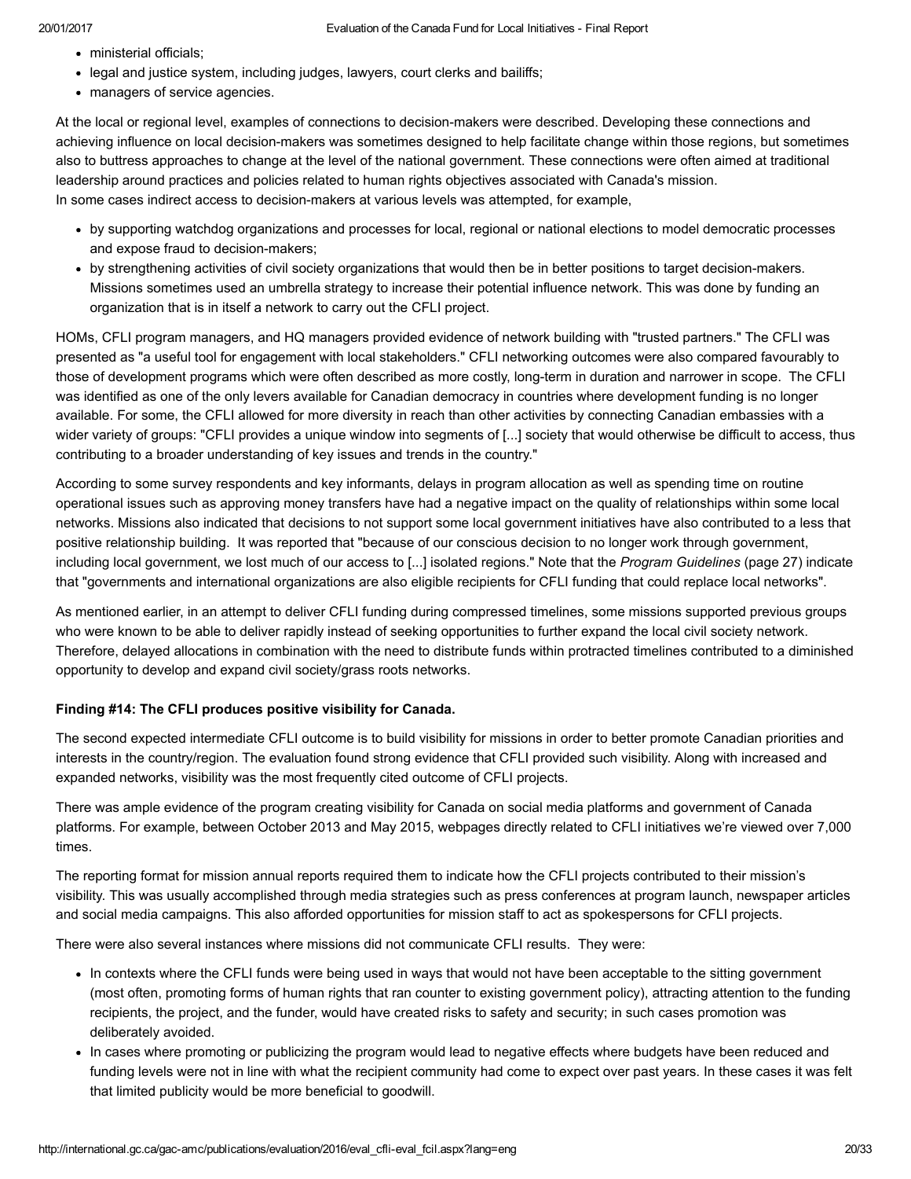- ministerial officials;
- legal and justice system, including judges, lawyers, court clerks and bailiffs;
- managers of service agencies.

At the local or regional level, examples of connections to decision-makers were described. Developing these connections and achieving influence on local decision-makers was sometimes designed to help facilitate change within those regions, but sometimes also to buttress approaches to change at the level of the national government. These connections were often aimed at traditional leadership around practices and policies related to human rights objectives associated with Canada's mission.
In some cases indirect access to decision-makers at various levels was attempted, for example,

- by supporting watchdog organizations and processes for local, regional or national elections to model democratic processes and expose fraud to decision-makers;
- by strengthening activities of civil society organizations that would then be in better positions to target decision-makers. Missions sometimes used an umbrella strategy to increase their potential influence network. This was done by funding an organization that is in itself a network to carry out the CFLI project.

HOMs, CFLI program managers, and HQ managers provided evidence of network building with "trusted partners." The CFLI was presented as "a useful tool for engagement with local stakeholders." CFLI networking outcomes were also compared favourably to those of development programs which were often described as more costly, long-term in duration and narrower in scope. The CFLI was identified as one of the only levers available for Canadian democracy in countries where development funding is no longer available. For some, the CFLI allowed for more diversity in reach than other activities by connecting Canadian embassies with a wider variety of groups: "CFLI provides a unique window into segments of [...] society that would otherwise be difficult to access, thus contributing to a broader understanding of key issues and trends in the country."

According to some survey respondents and key informants, delays in program allocation as well as spending time on routine operational issues such as approving money transfers have had a negative impact on the quality of relationships within some local networks. Missions also indicated that decisions to not support some local government initiatives have also contributed to a less that positive relationship building. It was reported that "because of our conscious decision to no longer work through government, including local government, we lost much of our access to [...] isolated regions." Note that the *Program Guidelines* (page 27) indicate that "governments and international organizations are also eligible recipients for CFLI funding that could replace local networks".

As mentioned earlier, in an attempt to deliver CFLI funding during compressed timelines, some missions supported previous groups who were known to be able to deliver rapidly instead of seeking opportunities to further expand the local civil society network. Therefore, delayed allocations in combination with the need to distribute funds within protracted timelines contributed to a diminished opportunity to develop and expand civil society/grass roots networks.

**Finding #14: The CFLI produces positive visibility for Canada.**

The second expected intermediate CFLI outcome is to build visibility for missions in order to better promote Canadian priorities and interests in the country/region. The evaluation found strong evidence that CFLI provided such visibility. Along with increased and expanded networks, visibility was the most frequently cited outcome of CFLI projects.

There was ample evidence of the program creating visibility for Canada on social media platforms and government of Canada platforms. For example, between October 2013 and May 2015, webpages directly related to CFLI initiatives we're viewed over 7,000 times.

The reporting format for mission annual reports required them to indicate how the CFLI projects contributed to their mission's visibility. This was usually accomplished through media strategies such as press conferences at program launch, newspaper articles and social media campaigns. This also afforded opportunities for mission staff to act as spokespersons for CFLI projects.

There were also several instances where missions did not communicate CFLI results. They were:

- In contexts where the CFLI funds were being used in ways that would not have been acceptable to the sitting government (most often, promoting forms of human rights that ran counter to existing government policy), attracting attention to the funding recipients, the project, and the funder, would have created risks to safety and security; in such cases promotion was deliberately avoided.
- In cases where promoting or publicizing the program would lead to negative effects where budgets have been reduced and funding levels were not in line with what the recipient community had come to expect over past years. In these cases it was felt that limited publicity would be more beneficial to goodwill.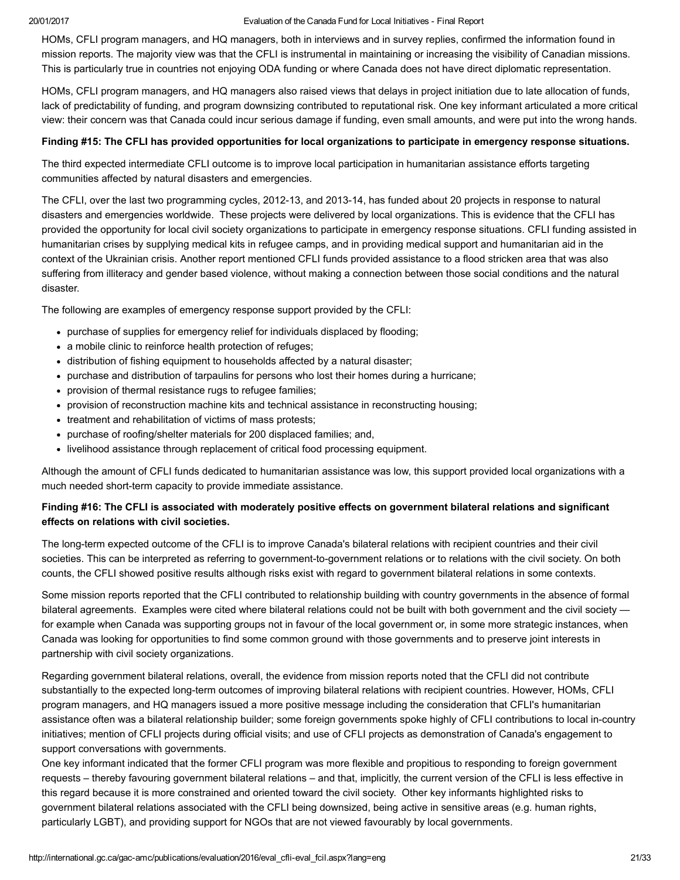HOMs, CFLI program managers, and HQ managers, both in interviews and in survey replies, confirmed the information found in mission reports. The majority view was that the CFLI is instrumental in maintaining or increasing the visibility of Canadian missions. This is particularly true in countries not enjoying ODA funding or where Canada does not have direct diplomatic representation.

HOMs, CFLI program managers, and HQ managers also raised views that delays in project initiation due to late allocation of funds, lack of predictability of funding, and program downsizing contributed to reputational risk. One key informant articulated a more critical view: their concern was that Canada could incur serious damage if funding, even small amounts, and were put into the wrong hands.

**Finding #15: The CFLI has provided opportunities for local organizations to participate in emergency response situations.**

The third expected intermediate CFLI outcome is to improve local participation in humanitarian assistance efforts targeting communities affected by natural disasters and emergencies.

The CFLI, over the last two programming cycles, 2012-13, and 2013-14, has funded about 20 projects in response to natural disasters and emergencies worldwide. These projects were delivered by local organizations. This is evidence that the CFLI has provided the opportunity for local civil society organizations to participate in emergency response situations. CFLI funding assisted in humanitarian crises by supplying medical kits in refugee camps, and in providing medical support and humanitarian aid in the context of the Ukrainian crisis. Another report mentioned CFLI funds provided assistance to a flood stricken area that was also suffering from illiteracy and gender based violence, without making a connection between those social conditions and the natural disaster.

The following are examples of emergency response support provided by the CFLI:

- purchase of supplies for emergency relief for individuals displaced by flooding;
- a mobile clinic to reinforce health protection of refuges;
- distribution of fishing equipment to households affected by a natural disaster;
- purchase and distribution of tarpaulins for persons who lost their homes during a hurricane;
- provision of thermal resistance rugs to refugee families;
- provision of reconstruction machine kits and technical assistance in reconstructing housing;
- treatment and rehabilitation of victims of mass protests;
- purchase of roofing/shelter materials for 200 displaced families; and,
- livelihood assistance through replacement of critical food processing equipment.

Although the amount of CFLI funds dedicated to humanitarian assistance was low, this support provided local organizations with a much needed short-term capacity to provide immediate assistance.

**Finding #16: The CFLI is associated with moderately positive effects on government bilateral relations and significant effects on relations with civil societies.**

The long-term expected outcome of the CFLI is to improve Canada's bilateral relations with recipient countries and their civil societies. This can be interpreted as referring to government-to-government relations or to relations with the civil society. On both counts, the CFLI showed positive results although risks exist with regard to government bilateral relations in some contexts.

Some mission reports reported that the CFLI contributed to relationship building with country governments in the absence of formal bilateral agreements. Examples were cited where bilateral relations could not be built with both government and the civil society — for example when Canada was supporting groups not in favour of the local government or, in some more strategic instances, when Canada was looking for opportunities to find some common ground with those governments and to preserve joint interests in partnership with civil society organizations.

Regarding government bilateral relations, overall, the evidence from mission reports noted that the CFLI did not contribute substantially to the expected long-term outcomes of improving bilateral relations with recipient countries. However, HOMs, CFLI program managers, and HQ managers issued a more positive message including the consideration that CFLI's humanitarian assistance often was a bilateral relationship builder; some foreign governments spoke highly of CFLI contributions to local in-country initiatives; mention of CFLI projects during official visits; and use of CFLI projects as demonstration of Canada's engagement to support conversations with governments.

One key informant indicated that the former CFLI program was more flexible and propitious to responding to foreign government requests – thereby favouring government bilateral relations – and that, implicitly, the current version of the CFLI is less effective in this regard because it is more constrained and oriented toward the civil society. Other key informants highlighted risks to government bilateral relations associated with the CFLI being downsized, being active in sensitive areas (e.g. human rights, particularly LGBT), and providing support for NGOs that are not viewed favourably by local governments.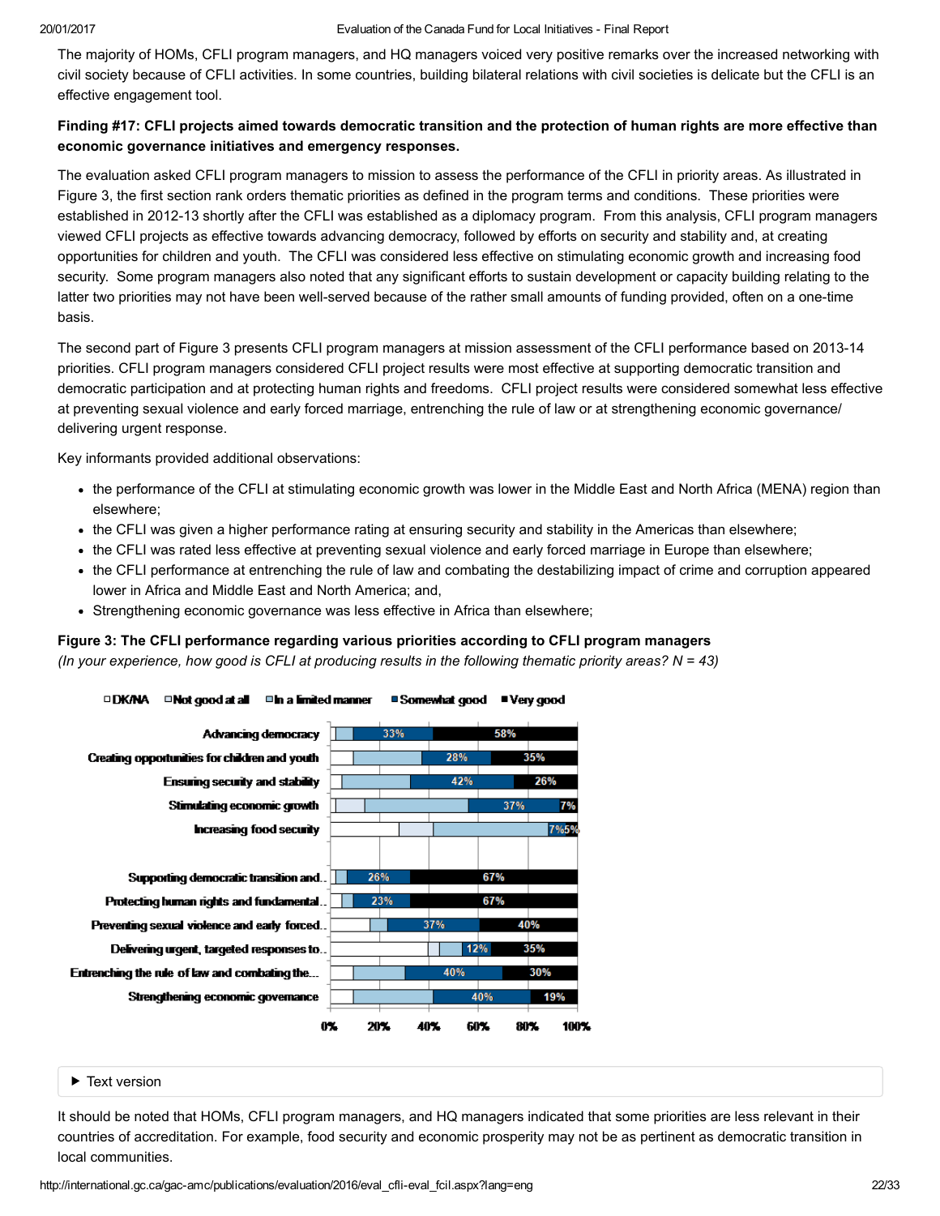The majority of HOMs, CFLI program managers, and HQ managers voiced very positive remarks over the increased networking with civil society because of CFLI activities. In some countries, building bilateral relations with civil societies is delicate but the CFLI is an effective engagement tool.

**Finding #17: CFLI projects aimed towards democratic transition and the protection of human rights are more effective than economic governance initiatives and emergency responses.**

The evaluation asked CFLI program managers to mission to assess the performance of the CFLI in priority areas. As illustrated in Figure 3, the first section rank orders thematic priorities as defined in the program terms and conditions. These priorities were established in 2012-13 shortly after the CFLI was established as a diplomacy program. From this analysis, CFLI program managers viewed CFLI projects as effective towards advancing democracy, followed by efforts on security and stability and, at creating opportunities for children and youth. The CFLI was considered less effective on stimulating economic growth and increasing food security. Some program managers also noted that any significant efforts to sustain development or capacity building relating to the latter two priorities may not have been well-served because of the rather small amounts of funding provided, often on a one-time basis.

The second part of Figure 3 presents CFLI program managers at mission assessment of the CFLI performance based on 2013-14 priorities. CFLI program managers considered CFLI project results were most effective at supporting democratic transition and democratic participation and at protecting human rights and freedoms. CFLI project results were considered somewhat less effective at preventing sexual violence and early forced marriage, entrenching the rule of law or at strengthening economic governance/ delivering urgent response.

Key informants provided additional observations:

- the performance of the CFLI at stimulating economic growth was lower in the Middle East and North Africa (MENA) region than elsewhere;
- the CFLI was given a higher performance rating at ensuring security and stability in the Americas than elsewhere;
- the CFLI was rated less effective at preventing sexual violence and early forced marriage in Europe than elsewhere;
- the CFLI performance at entrenching the rule of law and combating the destabilizing impact of crime and corruption appeared lower in Africa and Middle East and North America; and,
- Strengthening economic governance was less effective in Africa than elsewhere;

**Figure 3: The CFLI performance regarding various priorities according to CFLI program managers**
*(In your experience, how good is CFLI at producing results in the following thematic priority areas? N = 43)*

| Priority area | Somewhat good | Very good |
|---|---|---|
| Advancing democracy | 33% | 58% |
| Creating opportunities for children and youth | 28% | 35% |
| Ensuring security and stability | 42% | 26% |
| Stimulating economic growth | 37% | 7% |
| Increasing food security | 7% | 5% |
| Supporting democratic transition and... | 26% | 67% |
| Protecting human rights and fundamental... | 23% | 67% |
| Preventing sexual violence and early forced... | 37% | 40% |
| Delivering urgent, targeted responses to... | 12% | 35% |
| Entrenching the rule of law and combating the... | 40% | 30% |
| Strengthening economic governance | 40% | 19% |

Legend: DK/NA, Not good at all, In a limited manner, Somewhat good, Very good

▶ Text version

It should be noted that HOMs, CFLI program managers, and HQ managers indicated that some priorities are less relevant in their countries of accreditation. For example, food security and economic prosperity may not be as pertinent as democratic transition in local communities.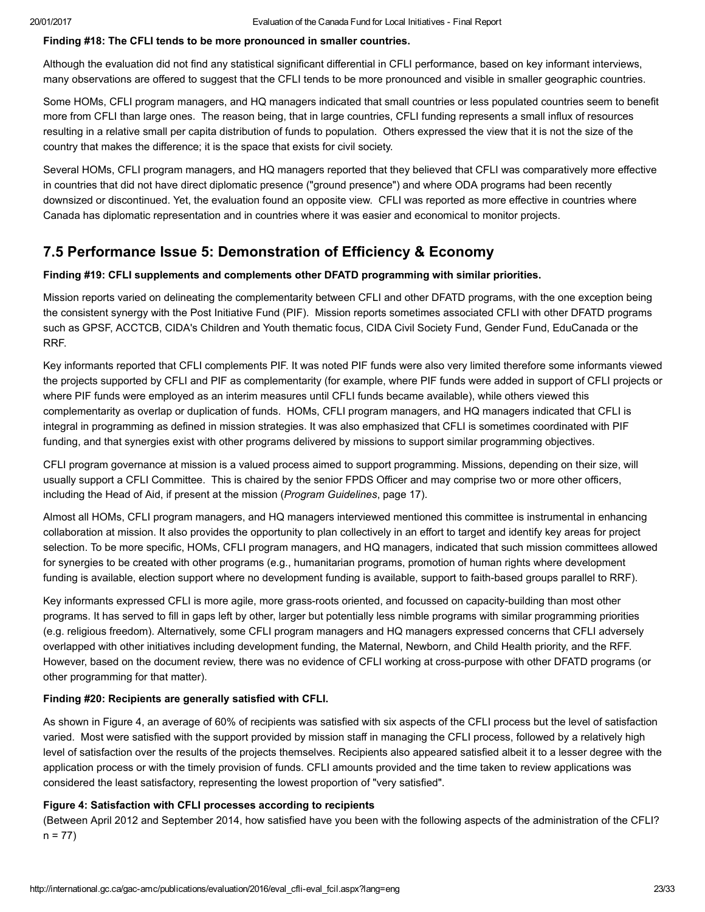**Finding #18: The CFLI tends to be more pronounced in smaller countries.**

Although the evaluation did not find any statistical significant differential in CFLI performance, based on key informant interviews, many observations are offered to suggest that the CFLI tends to be more pronounced and visible in smaller geographic countries.

Some HOMs, CFLI program managers, and HQ managers indicated that small countries or less populated countries seem to benefit more from CFLI than large ones. The reason being, that in large countries, CFLI funding represents a small influx of resources resulting in a relative small per capita distribution of funds to population. Others expressed the view that it is not the size of the country that makes the difference; it is the space that exists for civil society.

Several HOMs, CFLI program managers, and HQ managers reported that they believed that CFLI was comparatively more effective in countries that did not have direct diplomatic presence ("ground presence") and where ODA programs had been recently downsized or discontinued. Yet, the evaluation found an opposite view. CFLI was reported as more effective in countries where Canada has diplomatic representation and in countries where it was easier and economical to monitor projects.

## 7.5 Performance Issue 5: Demonstration of Efficiency & Economy

**Finding #19: CFLI supplements and complements other DFATD programming with similar priorities.**

Mission reports varied on delineating the complementarity between CFLI and other DFATD programs, with the one exception being the consistent synergy with the Post Initiative Fund (PIF). Mission reports sometimes associated CFLI with other DFATD programs such as GPSF, ACCTCB, CIDA's Children and Youth thematic focus, CIDA Civil Society Fund, Gender Fund, EduCanada or the RRF.

Key informants reported that CFLI complements PIF. It was noted PIF funds were also very limited therefore some informants viewed the projects supported by CFLI and PIF as complementarity (for example, where PIF funds were added in support of CFLI projects or where PIF funds were employed as an interim measures until CFLI funds became available), while others viewed this complementarity as overlap or duplication of funds. HOMs, CFLI program managers, and HQ managers indicated that CFLI is integral in programming as defined in mission strategies. It was also emphasized that CFLI is sometimes coordinated with PIF funding, and that synergies exist with other programs delivered by missions to support similar programming objectives.

CFLI program governance at mission is a valued process aimed to support programming. Missions, depending on their size, will usually support a CFLI Committee. This is chaired by the senior FPDS Officer and may comprise two or more other officers, including the Head of Aid, if present at the mission (*Program Guidelines*, page 17).

Almost all HOMs, CFLI program managers, and HQ managers interviewed mentioned this committee is instrumental in enhancing collaboration at mission. It also provides the opportunity to plan collectively in an effort to target and identify key areas for project selection. To be more specific, HOMs, CFLI program managers, and HQ managers, indicated that such mission committees allowed for synergies to be created with other programs (e.g., humanitarian programs, promotion of human rights where development funding is available, election support where no development funding is available, support to faith-based groups parallel to RRF).

Key informants expressed CFLI is more agile, more grass-roots oriented, and focussed on capacity-building than most other programs. It has served to fill in gaps left by other, larger but potentially less nimble programs with similar programming priorities (e.g. religious freedom). Alternatively, some CFLI program managers and HQ managers expressed concerns that CFLI adversely overlapped with other initiatives including development funding, the Maternal, Newborn, and Child Health priority, and the RFF. However, based on the document review, there was no evidence of CFLI working at cross-purpose with other DFATD programs (or other programming for that matter).

**Finding #20: Recipients are generally satisfied with CFLI.**

As shown in Figure 4, an average of 60% of recipients was satisfied with six aspects of the CFLI process but the level of satisfaction varied. Most were satisfied with the support provided by mission staff in managing the CFLI process, followed by a relatively high level of satisfaction over the results of the projects themselves. Recipients also appeared satisfied albeit it to a lesser degree with the application process or with the timely provision of funds. CFLI amounts provided and the time taken to review applications was considered the least satisfactory, representing the lowest proportion of "very satisfied".

**Figure 4: Satisfaction with CFLI processes according to recipients**

(Between April 2012 and September 2014, how satisfied have you been with the following aspects of the administration of the CFLI? n = 77)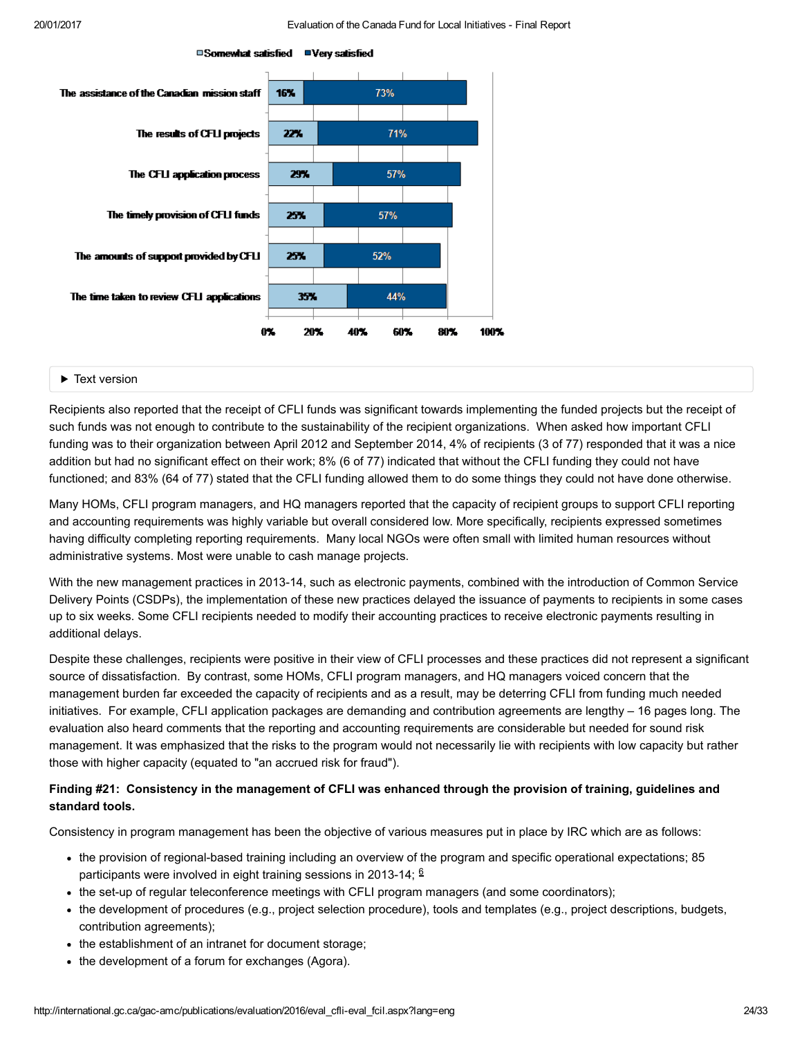| | Somewhat satisfied | Very satisfied |
|---|---|---|
| The assistance of the Canadian mission staff | 16% | 73% |
| The results of CFLI projects | 22% | 71% |
| The CFLI application process | 29% | 57% |
| The timely provision of CFLI funds | 25% | 57% |
| The amounts of support provided by CFLI | 25% | 52% |
| The time taken to review CFLI applications | 35% | 44% |

▶ Text version

Recipients also reported that the receipt of CFLI funds was significant towards implementing the funded projects but the receipt of such funds was not enough to contribute to the sustainability of the recipient organizations. When asked how important CFLI funding was to their organization between April 2012 and September 2014, 4% of recipients (3 of 77) responded that it was a nice addition but had no significant effect on their work; 8% (6 of 77) indicated that without the CFLI funding they could not have functioned; and 83% (64 of 77) stated that the CFLI funding allowed them to do some things they could not have done otherwise.

Many HOMs, CFLI program managers, and HQ managers reported that the capacity of recipient groups to support CFLI reporting and accounting requirements was highly variable but overall considered low. More specifically, recipients expressed sometimes having difficulty completing reporting requirements. Many local NGOs were often small with limited human resources without administrative systems. Most were unable to cash manage projects.

With the new management practices in 2013-14, such as electronic payments, combined with the introduction of Common Service Delivery Points (CSDPs), the implementation of these new practices delayed the issuance of payments to recipients in some cases up to six weeks. Some CFLI recipients needed to modify their accounting practices to receive electronic payments resulting in additional delays.

Despite these challenges, recipients were positive in their view of CFLI processes and these practices did not represent a significant source of dissatisfaction. By contrast, some HOMs, CFLI program managers, and HQ managers voiced concern that the management burden far exceeded the capacity of recipients and as a result, may be deterring CFLI from funding much needed initiatives. For example, CFLI application packages are demanding and contribution agreements are lengthy – 16 pages long. The evaluation also heard comments that the reporting and accounting requirements are considerable but needed for sound risk management. It was emphasized that the risks to the program would not necessarily lie with recipients with low capacity but rather those with higher capacity (equated to "an accrued risk for fraud").

**Finding #21: Consistency in the management of CFLI was enhanced through the provision of training, guidelines and standard tools.**

Consistency in program management has been the objective of various measures put in place by IRC which are as follows:

- the provision of regional-based training including an overview of the program and specific operational expectations; 85 participants were involved in eight training sessions in 2013-14; [6]
- the set-up of regular teleconference meetings with CFLI program managers (and some coordinators);
- the development of procedures (e.g., project selection procedure), tools and templates (e.g., project descriptions, budgets, contribution agreements);
- the establishment of an intranet for document storage;
- the development of a forum for exchanges (Agora).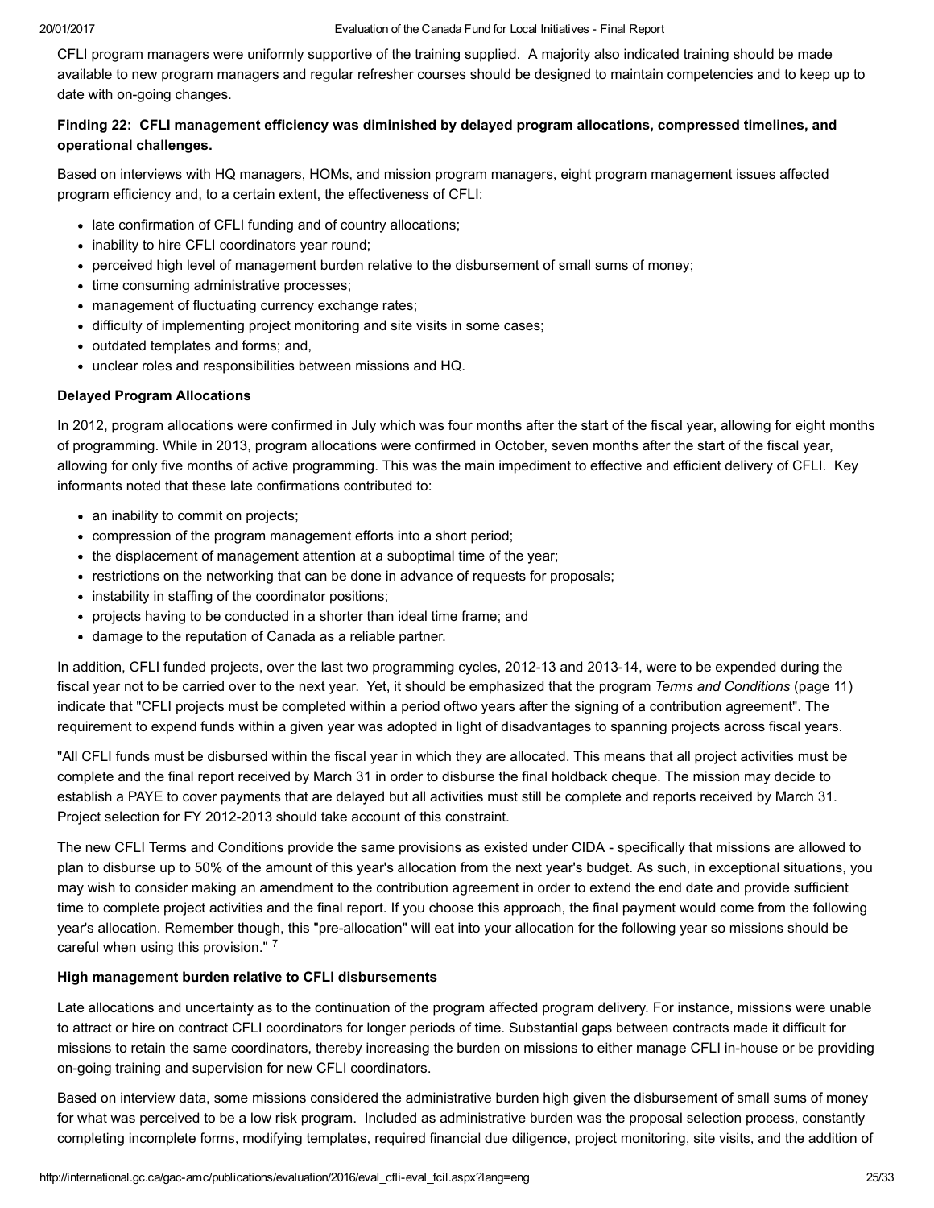CFLI program managers were uniformly supportive of the training supplied. A majority also indicated training should be made available to new program managers and regular refresher courses should be designed to maintain competencies and to keep up to date with on-going changes.

**Finding 22: CFLI management efficiency was diminished by delayed program allocations, compressed timelines, and operational challenges.**

Based on interviews with HQ managers, HOMs, and mission program managers, eight program management issues affected program efficiency and, to a certain extent, the effectiveness of CFLI:

- late confirmation of CFLI funding and of country allocations;
- inability to hire CFLI coordinators year round;
- perceived high level of management burden relative to the disbursement of small sums of money;
- time consuming administrative processes;
- management of fluctuating currency exchange rates;
- difficulty of implementing project monitoring and site visits in some cases;
- outdated templates and forms; and,
- unclear roles and responsibilities between missions and HQ.

**Delayed Program Allocations**

In 2012, program allocations were confirmed in July which was four months after the start of the fiscal year, allowing for eight months of programming. While in 2013, program allocations were confirmed in October, seven months after the start of the fiscal year, allowing for only five months of active programming. This was the main impediment to effective and efficient delivery of CFLI. Key informants noted that these late confirmations contributed to:

- an inability to commit on projects;
- compression of the program management efforts into a short period;
- the displacement of management attention at a suboptimal time of the year;
- restrictions on the networking that can be done in advance of requests for proposals;
- instability in staffing of the coordinator positions;
- projects having to be conducted in a shorter than ideal time frame; and
- damage to the reputation of Canada as a reliable partner.

In addition, CFLI funded projects, over the last two programming cycles, 2012-13 and 2013-14, were to be expended during the fiscal year not to be carried over to the next year. Yet, it should be emphasized that the program *Terms and Conditions* (page 11) indicate that "CFLI projects must be completed within a period oftwo years after the signing of a contribution agreement". The requirement to expend funds within a given year was adopted in light of disadvantages to spanning projects across fiscal years.

"All CFLI funds must be disbursed within the fiscal year in which they are allocated. This means that all project activities must be complete and the final report received by March 31 in order to disburse the final holdback cheque. The mission may decide to establish a PAYE to cover payments that are delayed but all activities must still be complete and reports received by March 31. Project selection for FY 2012-2013 should take account of this constraint.

The new CFLI Terms and Conditions provide the same provisions as existed under CIDA - specifically that missions are allowed to plan to disburse up to 50% of the amount of this year's allocation from the next year's budget. As such, in exceptional situations, you may wish to consider making an amendment to the contribution agreement in order to extend the end date and provide sufficient time to complete project activities and the final report. If you choose this approach, the final payment would come from the following year's allocation. Remember though, this "pre-allocation" will eat into your allocation for the following year so missions should be careful when using this provision." [7]

**High management burden relative to CFLI disbursements**

Late allocations and uncertainty as to the continuation of the program affected program delivery. For instance, missions were unable to attract or hire on contract CFLI coordinators for longer periods of time. Substantial gaps between contracts made it difficult for missions to retain the same coordinators, thereby increasing the burden on missions to either manage CFLI in-house or be providing on-going training and supervision for new CFLI coordinators.

Based on interview data, some missions considered the administrative burden high given the disbursement of small sums of money for what was perceived to be a low risk program. Included as administrative burden was the proposal selection process, constantly completing incomplete forms, modifying templates, required financial due diligence, project monitoring, site visits, and the addition of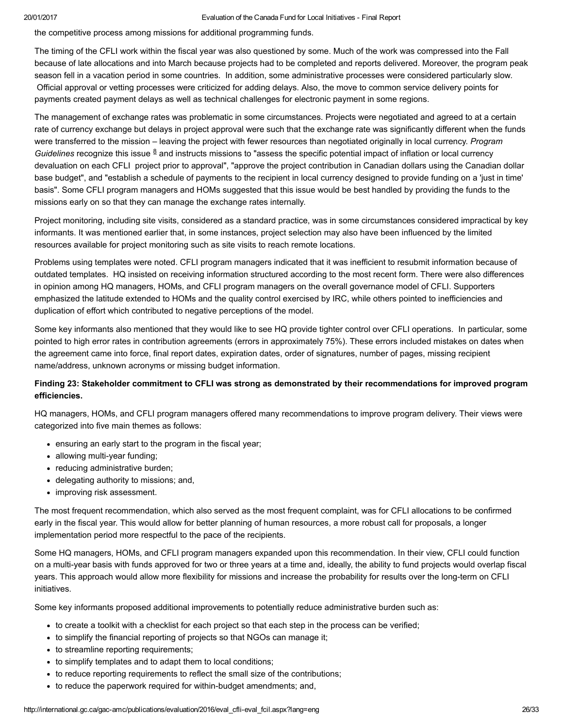the competitive process among missions for additional programming funds.

The timing of the CFLI work within the fiscal year was also questioned by some. Much of the work was compressed into the Fall because of late allocations and into March because projects had to be completed and reports delivered. Moreover, the program peak season fell in a vacation period in some countries. In addition, some administrative processes were considered particularly slow. Official approval or vetting processes were criticized for adding delays. Also, the move to common service delivery points for payments created payment delays as well as technical challenges for electronic payment in some regions.

The management of exchange rates was problematic in some circumstances. Projects were negotiated and agreed to at a certain rate of currency exchange but delays in project approval were such that the exchange rate was significantly different when the funds were transferred to the mission – leaving the project with fewer resources than negotiated originally in local currency. *Program Guidelines* recognize this issue [8] and instructs missions to "assess the specific potential impact of inflation or local currency devaluation on each CFLI project prior to approval", "approve the project contribution in Canadian dollars using the Canadian dollar base budget", and "establish a schedule of payments to the recipient in local currency designed to provide funding on a 'just in time' basis". Some CFLI program managers and HOMs suggested that this issue would be best handled by providing the funds to the missions early on so that they can manage the exchange rates internally.

Project monitoring, including site visits, considered as a standard practice, was in some circumstances considered impractical by key informants. It was mentioned earlier that, in some instances, project selection may also have been influenced by the limited resources available for project monitoring such as site visits to reach remote locations.

Problems using templates were noted. CFLI program managers indicated that it was inefficient to resubmit information because of outdated templates. HQ insisted on receiving information structured according to the most recent form. There were also differences in opinion among HQ managers, HOMs, and CFLI program managers on the overall governance model of CFLI. Supporters emphasized the latitude extended to HOMs and the quality control exercised by IRC, while others pointed to inefficiencies and duplication of effort which contributed to negative perceptions of the model.

Some key informants also mentioned that they would like to see HQ provide tighter control over CFLI operations. In particular, some pointed to high error rates in contribution agreements (errors in approximately 75%). These errors included mistakes on dates when the agreement came into force, final report dates, expiration dates, order of signatures, number of pages, missing recipient name/address, unknown acronyms or missing budget information.

**Finding 23: Stakeholder commitment to CFLI was strong as demonstrated by their recommendations for improved program efficiencies.**

HQ managers, HOMs, and CFLI program managers offered many recommendations to improve program delivery. Their views were categorized into five main themes as follows:

- ensuring an early start to the program in the fiscal year;
- allowing multi-year funding;
- reducing administrative burden;
- delegating authority to missions; and,
- improving risk assessment.

The most frequent recommendation, which also served as the most frequent complaint, was for CFLI allocations to be confirmed early in the fiscal year. This would allow for better planning of human resources, a more robust call for proposals, a longer implementation period more respectful to the pace of the recipients.

Some HQ managers, HOMs, and CFLI program managers expanded upon this recommendation. In their view, CFLI could function on a multi-year basis with funds approved for two or three years at a time and, ideally, the ability to fund projects would overlap fiscal years. This approach would allow more flexibility for missions and increase the probability for results over the long-term on CFLI initiatives.

Some key informants proposed additional improvements to potentially reduce administrative burden such as:

- to create a toolkit with a checklist for each project so that each step in the process can be verified;
- to simplify the financial reporting of projects so that NGOs can manage it;
- to streamline reporting requirements;
- to simplify templates and to adapt them to local conditions;
- to reduce reporting requirements to reflect the small size of the contributions;
- to reduce the paperwork required for within-budget amendments; and,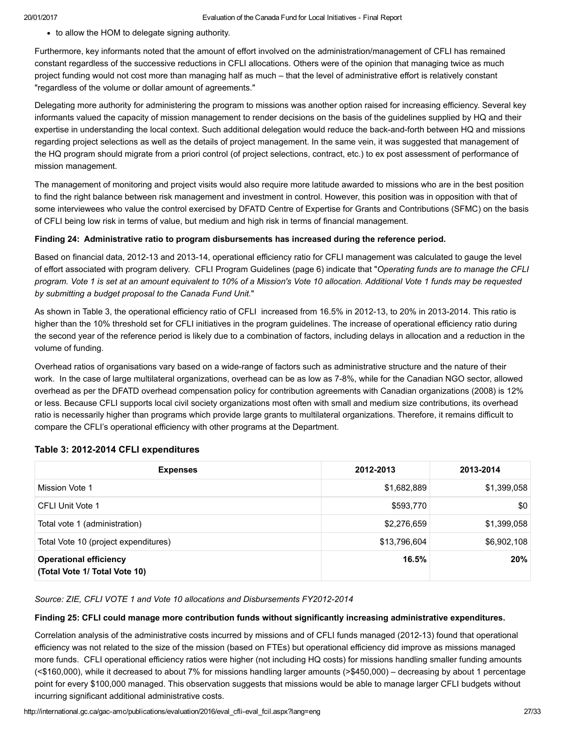- to allow the HOM to delegate signing authority.

Furthermore, key informants noted that the amount of effort involved on the administration/management of CFLI has remained constant regardless of the successive reductions in CFLI allocations. Others were of the opinion that managing twice as much project funding would not cost more than managing half as much – that the level of administrative effort is relatively constant "regardless of the volume or dollar amount of agreements."

Delegating more authority for administering the program to missions was another option raised for increasing efficiency. Several key informants valued the capacity of mission management to render decisions on the basis of the guidelines supplied by HQ and their expertise in understanding the local context. Such additional delegation would reduce the back-and-forth between HQ and missions regarding project selections as well as the details of project management. In the same vein, it was suggested that management of the HQ program should migrate from a priori control (of project selections, contract, etc.) to ex post assessment of performance of mission management.

The management of monitoring and project visits would also require more latitude awarded to missions who are in the best position to find the right balance between risk management and investment in control. However, this position was in opposition with that of some interviewees who value the control exercised by DFATD Centre of Expertise for Grants and Contributions (SFMC) on the basis of CFLI being low risk in terms of value, but medium and high risk in terms of financial management.

**Finding 24: Administrative ratio to program disbursements has increased during the reference period.**

Based on financial data, 2012-13 and 2013-14, operational efficiency ratio for CFLI management was calculated to gauge the level of effort associated with program delivery. CFLI Program Guidelines (page 6) indicate that "*Operating funds are to manage the CFLI program. Vote 1 is set at an amount equivalent to 10% of a Mission's Vote 10 allocation. Additional Vote 1 funds may be requested by submitting a budget proposal to the Canada Fund Unit.*"

As shown in Table 3, the operational efficiency ratio of CFLI increased from 16.5% in 2012-13, to 20% in 2013-2014. This ratio is higher than the 10% threshold set for CFLI initiatives in the program guidelines. The increase of operational efficiency ratio during the second year of the reference period is likely due to a combination of factors, including delays in allocation and a reduction in the volume of funding.

Overhead ratios of organisations vary based on a wide-range of factors such as administrative structure and the nature of their work. In the case of large multilateral organizations, overhead can be as low as 7-8%, while for the Canadian NGO sector, allowed overhead as per the DFATD overhead compensation policy for contribution agreements with Canadian organizations (2008) is 12% or less. Because CFLI supports local civil society organizations most often with small and medium size contributions, its overhead ratio is necessarily higher than programs which provide large grants to multilateral organizations. Therefore, it remains difficult to compare the CFLI's operational efficiency with other programs at the Department.

### Table 3: 2012-2014 CFLI expenditures

| Expenses | 2012-2013 | 2013-2014 |
|---|---|---|
| Mission Vote 1 | $1,682,889 | $1,399,058 |
| CFLI Unit Vote 1 | $593,770 | $0 |
| Total vote 1 (administration) | $2,276,659 | $1,399,058 |
| Total Vote 10 (project expenditures) | $13,796,604 | $6,902,108 |
| **Operational efficiency (Total Vote 1/ Total Vote 10)** | **16.5%** | **20%** |

*Source: ZIE, CFLI VOTE 1 and Vote 10 allocations and Disbursements FY2012-2014*

**Finding 25: CFLI could manage more contribution funds without significantly increasing administrative expenditures.**

Correlation analysis of the administrative costs incurred by missions and of CFLI funds managed (2012-13) found that operational efficiency was not related to the size of the mission (based on FTEs) but operational efficiency did improve as missions managed more funds. CFLI operational efficiency ratios were higher (not including HQ costs) for missions handling smaller funding amounts (<$160,000), while it decreased to about 7% for missions handling larger amounts (>$450,000) – decreasing by about 1 percentage point for every $100,000 managed. This observation suggests that missions would be able to manage larger CFLI budgets without incurring significant additional administrative costs.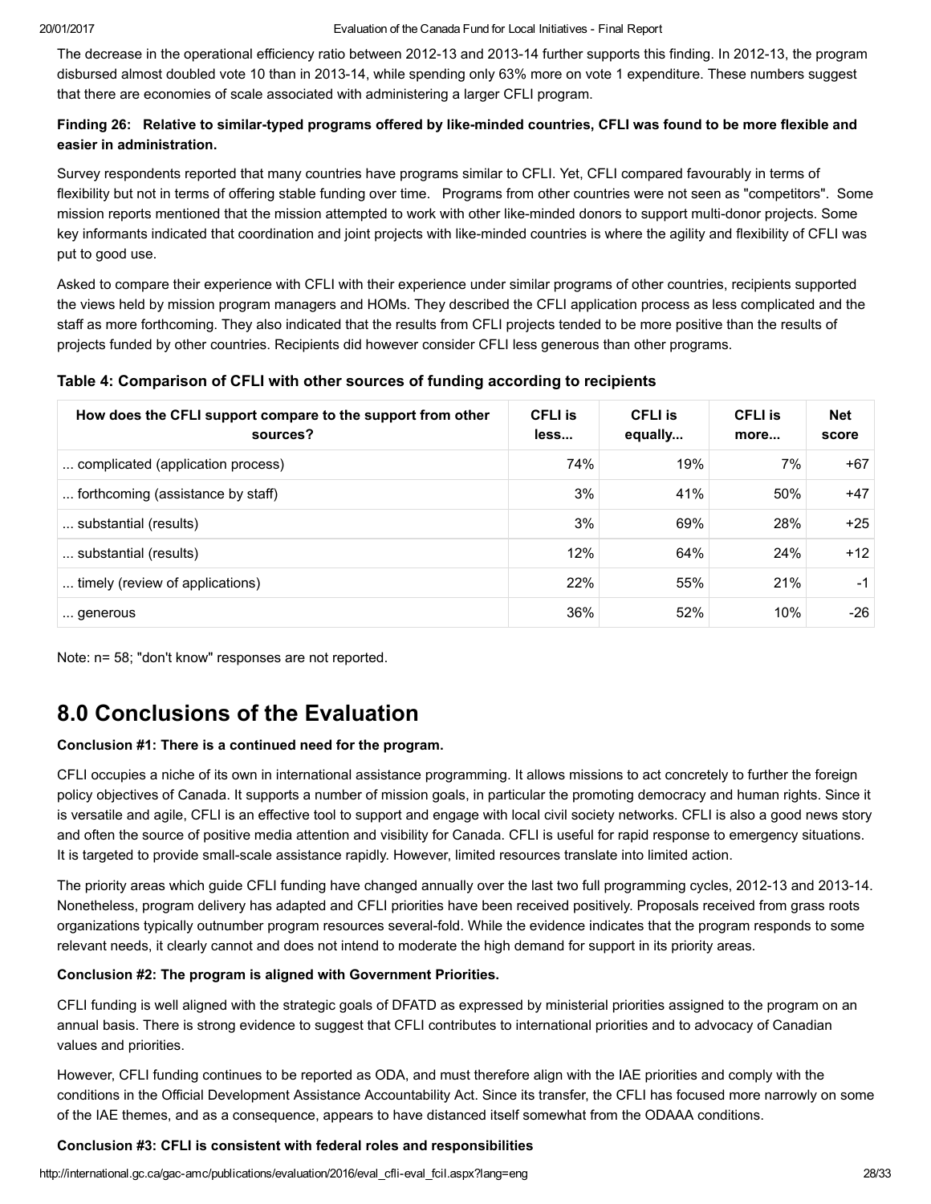The decrease in the operational efficiency ratio between 2012-13 and 2013-14 further supports this finding. In 2012-13, the program disbursed almost doubled vote 10 than in 2013-14, while spending only 63% more on vote 1 expenditure. These numbers suggest that there are economies of scale associated with administering a larger CFLI program.

**Finding 26: Relative to similar-typed programs offered by like-minded countries, CFLI was found to be more flexible and easier in administration.**

Survey respondents reported that many countries have programs similar to CFLI. Yet, CFLI compared favourably in terms of flexibility but not in terms of offering stable funding over time. Programs from other countries were not seen as "competitors". Some mission reports mentioned that the mission attempted to work with other like-minded donors to support multi-donor projects. Some key informants indicated that coordination and joint projects with like-minded countries is where the agility and flexibility of CFLI was put to good use.

Asked to compare their experience with CFLI with their experience under similar programs of other countries, recipients supported the views held by mission program managers and HOMs. They described the CFLI application process as less complicated and the staff as more forthcoming. They also indicated that the results from CFLI projects tended to be more positive than the results of projects funded by other countries. Recipients did however consider CFLI less generous than other programs.

**Table 4: Comparison of CFLI with other sources of funding according to recipients**

| How does the CFLI support compare to the support from other sources? | CFLI is less... | CFLI is equally... | CFLI is more... | Net score |
|---|---|---|---|---|
| ... complicated (application process) | 74% | 19% | 7% | +67 |
| ... forthcoming (assistance by staff) | 3% | 41% | 50% | +47 |
| ... substantial (results) | 3% | 69% | 28% | +25 |
| ... substantial (results) | 12% | 64% | 24% | +12 |
| ... timely (review of applications) | 22% | 55% | 21% | -1 |
| ... generous | 36% | 52% | 10% | -26 |

Note: n= 58; "don't know" responses are not reported.

## 8.0 Conclusions of the Evaluation

**Conclusion #1: There is a continued need for the program.**

CFLI occupies a niche of its own in international assistance programming. It allows missions to act concretely to further the foreign policy objectives of Canada. It supports a number of mission goals, in particular the promoting democracy and human rights. Since it is versatile and agile, CFLI is an effective tool to support and engage with local civil society networks. CFLI is also a good news story and often the source of positive media attention and visibility for Canada. CFLI is useful for rapid response to emergency situations. It is targeted to provide small-scale assistance rapidly. However, limited resources translate into limited action.

The priority areas which guide CFLI funding have changed annually over the last two full programming cycles, 2012-13 and 2013-14. Nonetheless, program delivery has adapted and CFLI priorities have been received positively. Proposals received from grass roots organizations typically outnumber program resources several-fold. While the evidence indicates that the program responds to some relevant needs, it clearly cannot and does not intend to moderate the high demand for support in its priority areas.

**Conclusion #2: The program is aligned with Government Priorities.**

CFLI funding is well aligned with the strategic goals of DFATD as expressed by ministerial priorities assigned to the program on an annual basis. There is strong evidence to suggest that CFLI contributes to international priorities and to advocacy of Canadian values and priorities.

However, CFLI funding continues to be reported as ODA, and must therefore align with the IAE priorities and comply with the conditions in the Official Development Assistance Accountability Act. Since its transfer, the CFLI has focused more narrowly on some of the IAE themes, and as a consequence, appears to have distanced itself somewhat from the ODAAA conditions.

**Conclusion #3: CFLI is consistent with federal roles and responsibilities**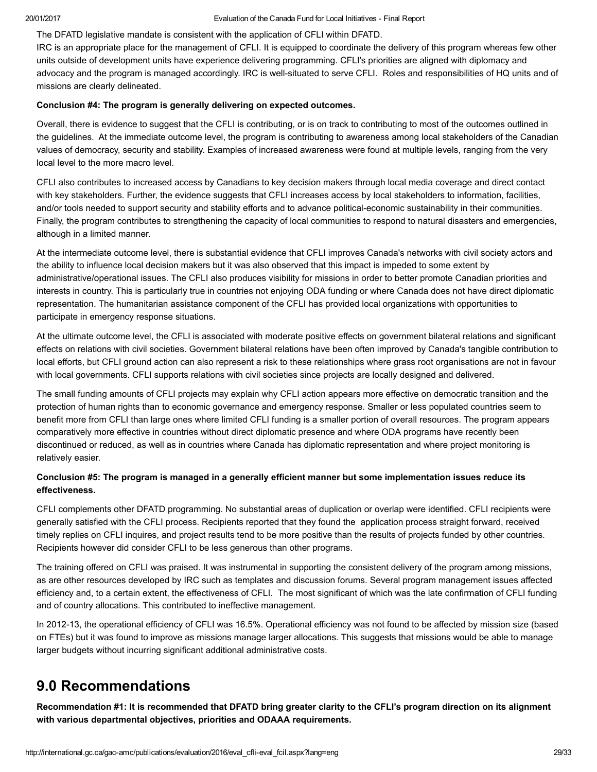The DFATD legislative mandate is consistent with the application of CFLI within DFATD.
IRC is an appropriate place for the management of CFLI. It is equipped to coordinate the delivery of this program whereas few other units outside of development units have experience delivering programming. CFLI's priorities are aligned with diplomacy and advocacy and the program is managed accordingly. IRC is well-situated to serve CFLI. Roles and responsibilities of HQ units and of missions are clearly delineated.

**Conclusion #4: The program is generally delivering on expected outcomes.**

Overall, there is evidence to suggest that the CFLI is contributing, or is on track to contributing to most of the outcomes outlined in the guidelines. At the immediate outcome level, the program is contributing to awareness among local stakeholders of the Canadian values of democracy, security and stability. Examples of increased awareness were found at multiple levels, ranging from the very local level to the more macro level.

CFLI also contributes to increased access by Canadians to key decision makers through local media coverage and direct contact with key stakeholders. Further, the evidence suggests that CFLI increases access by local stakeholders to information, facilities, and/or tools needed to support security and stability efforts and to advance political-economic sustainability in their communities. Finally, the program contributes to strengthening the capacity of local communities to respond to natural disasters and emergencies, although in a limited manner.

At the intermediate outcome level, there is substantial evidence that CFLI improves Canada's networks with civil society actors and the ability to influence local decision makers but it was also observed that this impact is impeded to some extent by administrative/operational issues. The CFLI also produces visibility for missions in order to better promote Canadian priorities and interests in country. This is particularly true in countries not enjoying ODA funding or where Canada does not have direct diplomatic representation. The humanitarian assistance component of the CFLI has provided local organizations with opportunities to participate in emergency response situations.

At the ultimate outcome level, the CFLI is associated with moderate positive effects on government bilateral relations and significant effects on relations with civil societies. Government bilateral relations have been often improved by Canada's tangible contribution to local efforts, but CFLI ground action can also represent a risk to these relationships where grass root organisations are not in favour with local governments. CFLI supports relations with civil societies since projects are locally designed and delivered.

The small funding amounts of CFLI projects may explain why CFLI action appears more effective on democratic transition and the protection of human rights than to economic governance and emergency response. Smaller or less populated countries seem to benefit more from CFLI than large ones where limited CFLI funding is a smaller portion of overall resources. The program appears comparatively more effective in countries without direct diplomatic presence and where ODA programs have recently been discontinued or reduced, as well as in countries where Canada has diplomatic representation and where project monitoring is relatively easier.

**Conclusion #5: The program is managed in a generally efficient manner but some implementation issues reduce its effectiveness.**

CFLI complements other DFATD programming. No substantial areas of duplication or overlap were identified. CFLI recipients were generally satisfied with the CFLI process. Recipients reported that they found the application process straight forward, received timely replies on CFLI inquires, and project results tend to be more positive than the results of projects funded by other countries. Recipients however did consider CFLI to be less generous than other programs.

The training offered on CFLI was praised. It was instrumental in supporting the consistent delivery of the program among missions, as are other resources developed by IRC such as templates and discussion forums. Several program management issues affected efficiency and, to a certain extent, the effectiveness of CFLI. The most significant of which was the late confirmation of CFLI funding and of country allocations. This contributed to ineffective management.

In 2012-13, the operational efficiency of CFLI was 16.5%. Operational efficiency was not found to be affected by mission size (based on FTEs) but it was found to improve as missions manage larger allocations. This suggests that missions would be able to manage larger budgets without incurring significant additional administrative costs.

## 9.0 Recommendations

**Recommendation #1: It is recommended that DFATD bring greater clarity to the CFLI's program direction on its alignment with various departmental objectives, priorities and ODAAA requirements.**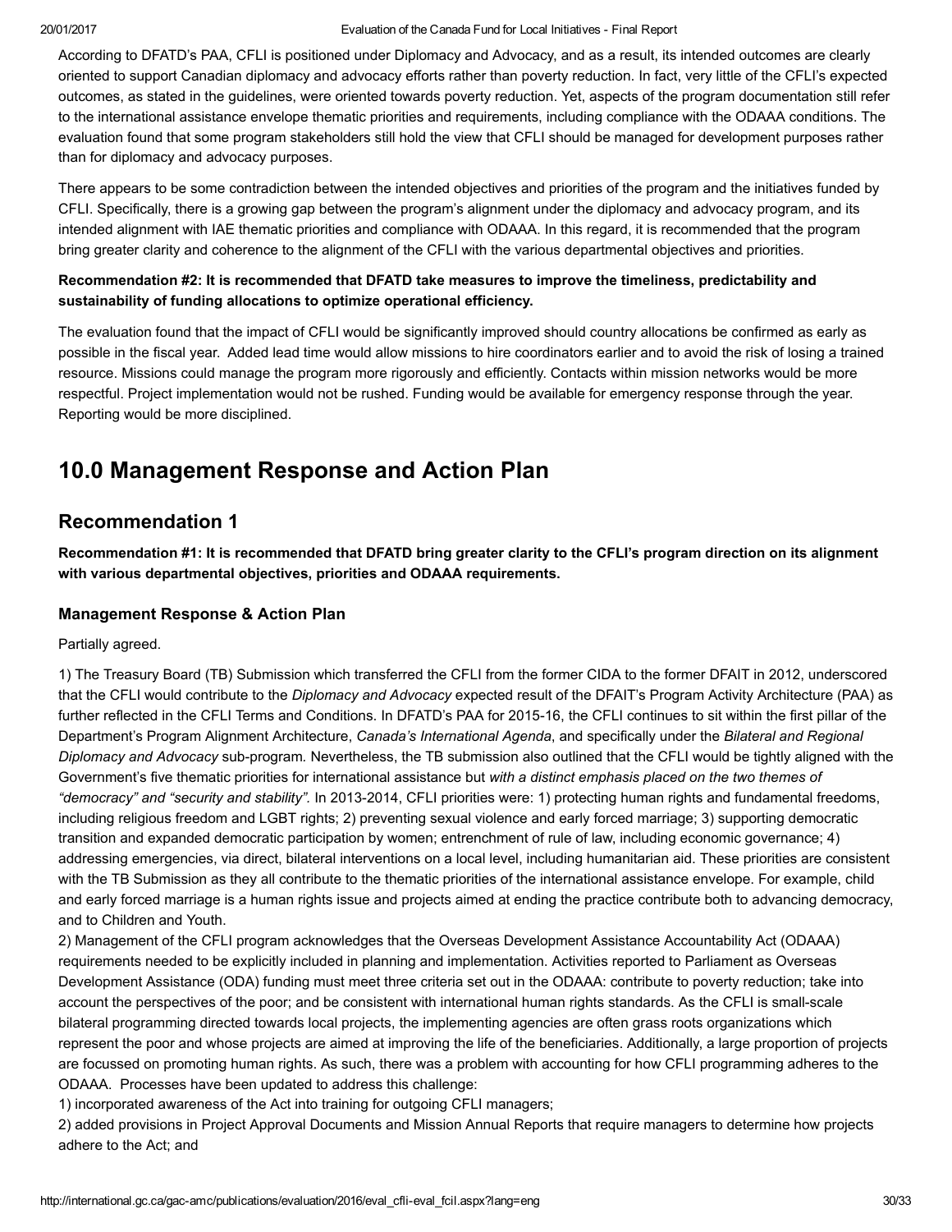According to DFATD's PAA, CFLI is positioned under Diplomacy and Advocacy, and as a result, its intended outcomes are clearly oriented to support Canadian diplomacy and advocacy efforts rather than poverty reduction. In fact, very little of the CFLI's expected outcomes, as stated in the guidelines, were oriented towards poverty reduction. Yet, aspects of the program documentation still refer to the international assistance envelope thematic priorities and requirements, including compliance with the ODAAA conditions. The evaluation found that some program stakeholders still hold the view that CFLI should be managed for development purposes rather than for diplomacy and advocacy purposes.

There appears to be some contradiction between the intended objectives and priorities of the program and the initiatives funded by CFLI. Specifically, there is a growing gap between the program's alignment under the diplomacy and advocacy program, and its intended alignment with IAE thematic priorities and compliance with ODAAA. In this regard, it is recommended that the program bring greater clarity and coherence to the alignment of the CFLI with the various departmental objectives and priorities.

**Recommendation #2: It is recommended that DFATD take measures to improve the timeliness, predictability and sustainability of funding allocations to optimize operational efficiency.**

The evaluation found that the impact of CFLI would be significantly improved should country allocations be confirmed as early as possible in the fiscal year. Added lead time would allow missions to hire coordinators earlier and to avoid the risk of losing a trained resource. Missions could manage the program more rigorously and efficiently. Contacts within mission networks would be more respectful. Project implementation would not be rushed. Funding would be available for emergency response through the year. Reporting would be more disciplined.

# 10.0 Management Response and Action Plan

## Recommendation 1

**Recommendation #1: It is recommended that DFATD bring greater clarity to the CFLI's program direction on its alignment with various departmental objectives, priorities and ODAAA requirements.**

### Management Response & Action Plan

Partially agreed.

1) The Treasury Board (TB) Submission which transferred the CFLI from the former CIDA to the former DFAIT in 2012, underscored that the CFLI would contribute to the *Diplomacy and Advocacy* expected result of the DFAIT's Program Activity Architecture (PAA) as further reflected in the CFLI Terms and Conditions. In DFATD's PAA for 2015-16, the CFLI continues to sit within the first pillar of the Department's Program Alignment Architecture, *Canada's International Agenda*, and specifically under the *Bilateral and Regional Diplomacy and Advocacy* sub-program. Nevertheless, the TB submission also outlined that the CFLI would be tightly aligned with the Government's five thematic priorities for international assistance but *with a distinct emphasis placed on the two themes of "democracy" and "security and stability".* In 2013-2014, CFLI priorities were: 1) protecting human rights and fundamental freedoms, including religious freedom and LGBT rights; 2) preventing sexual violence and early forced marriage; 3) supporting democratic transition and expanded democratic participation by women; entrenchment of rule of law, including economic governance; 4) addressing emergencies, via direct, bilateral interventions on a local level, including humanitarian aid. These priorities are consistent with the TB Submission as they all contribute to the thematic priorities of the international assistance envelope. For example, child and early forced marriage is a human rights issue and projects aimed at ending the practice contribute both to advancing democracy, and to Children and Youth.

2) Management of the CFLI program acknowledges that the Overseas Development Assistance Accountability Act (ODAAA) requirements needed to be explicitly included in planning and implementation. Activities reported to Parliament as Overseas Development Assistance (ODA) funding must meet three criteria set out in the ODAAA: contribute to poverty reduction; take into account the perspectives of the poor; and be consistent with international human rights standards. As the CFLI is small-scale bilateral programming directed towards local projects, the implementing agencies are often grass roots organizations which represent the poor and whose projects are aimed at improving the life of the beneficiaries. Additionally, a large proportion of projects are focussed on promoting human rights. As such, there was a problem with accounting for how CFLI programming adheres to the ODAAA. Processes have been updated to address this challenge:

1) incorporated awareness of the Act into training for outgoing CFLI managers;

2) added provisions in Project Approval Documents and Mission Annual Reports that require managers to determine how projects adhere to the Act; and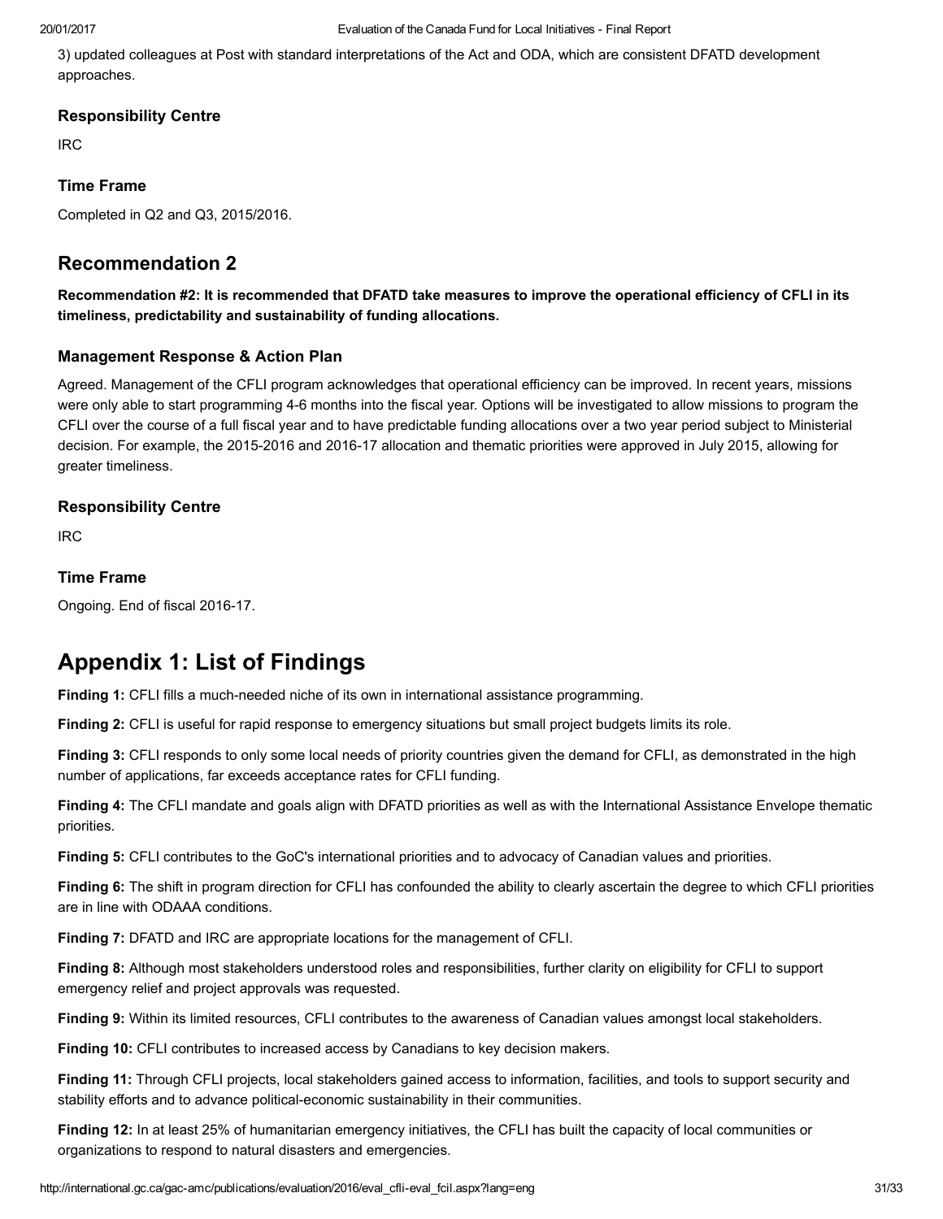3) updated colleagues at Post with standard interpretations of the Act and ODA, which are consistent DFATD development approaches.

### Responsibility Centre

IRC

### Time Frame

Completed in Q2 and Q3, 2015/2016.

## Recommendation 2

**Recommendation #2: It is recommended that DFATD take measures to improve the operational efficiency of CFLI in its timeliness, predictability and sustainability of funding allocations.**

### Management Response & Action Plan

Agreed. Management of the CFLI program acknowledges that operational efficiency can be improved. In recent years, missions were only able to start programming 4-6 months into the fiscal year. Options will be investigated to allow missions to program the CFLI over the course of a full fiscal year and to have predictable funding allocations over a two year period subject to Ministerial decision. For example, the 2015-2016 and 2016-17 allocation and thematic priorities were approved in July 2015, allowing for greater timeliness.

### Responsibility Centre

IRC

### Time Frame

Ongoing. End of fiscal 2016-17.

# Appendix 1: List of Findings

**Finding 1:** CFLI fills a much-needed niche of its own in international assistance programming.

**Finding 2:** CFLI is useful for rapid response to emergency situations but small project budgets limits its role.

**Finding 3:** CFLI responds to only some local needs of priority countries given the demand for CFLI, as demonstrated in the high number of applications, far exceeds acceptance rates for CFLI funding.

**Finding 4:** The CFLI mandate and goals align with DFATD priorities as well as with the International Assistance Envelope thematic priorities.

**Finding 5:** CFLI contributes to the GoC's international priorities and to advocacy of Canadian values and priorities.

**Finding 6:** The shift in program direction for CFLI has confounded the ability to clearly ascertain the degree to which CFLI priorities are in line with ODAAA conditions.

**Finding 7:** DFATD and IRC are appropriate locations for the management of CFLI.

**Finding 8:** Although most stakeholders understood roles and responsibilities, further clarity on eligibility for CFLI to support emergency relief and project approvals was requested.

**Finding 9:** Within its limited resources, CFLI contributes to the awareness of Canadian values amongst local stakeholders.

**Finding 10:** CFLI contributes to increased access by Canadians to key decision makers.

**Finding 11:** Through CFLI projects, local stakeholders gained access to information, facilities, and tools to support security and stability efforts and to advance political-economic sustainability in their communities.

**Finding 12:** In at least 25% of humanitarian emergency initiatives, the CFLI has built the capacity of local communities or organizations to respond to natural disasters and emergencies.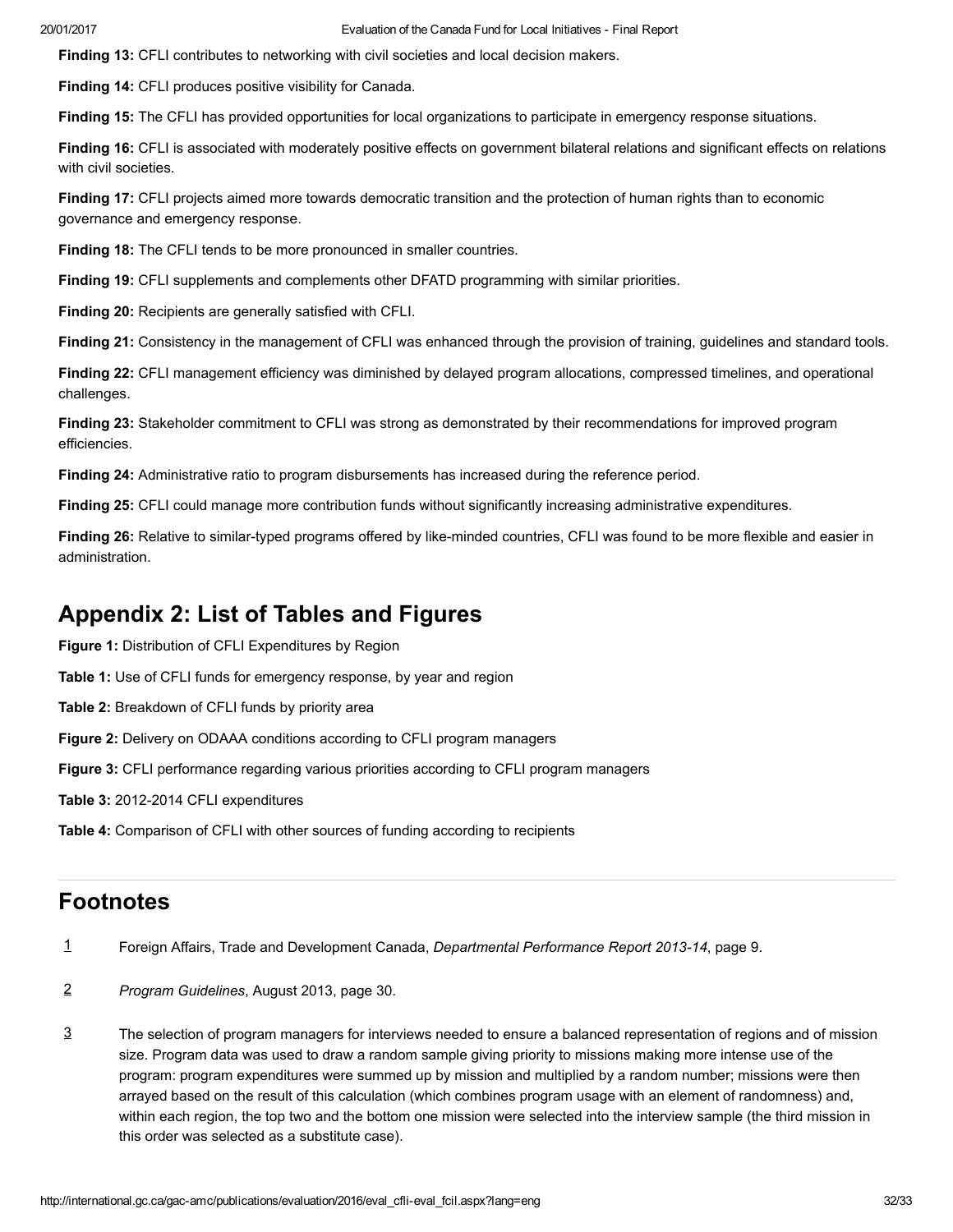**Finding 13:** CFLI contributes to networking with civil societies and local decision makers.

**Finding 14:** CFLI produces positive visibility for Canada.

**Finding 15:** The CFLI has provided opportunities for local organizations to participate in emergency response situations.

**Finding 16:** CFLI is associated with moderately positive effects on government bilateral relations and significant effects on relations with civil societies.

**Finding 17:** CFLI projects aimed more towards democratic transition and the protection of human rights than to economic governance and emergency response.

**Finding 18:** The CFLI tends to be more pronounced in smaller countries.

**Finding 19:** CFLI supplements and complements other DFATD programming with similar priorities.

**Finding 20:** Recipients are generally satisfied with CFLI.

**Finding 21:** Consistency in the management of CFLI was enhanced through the provision of training, guidelines and standard tools.

**Finding 22:** CFLI management efficiency was diminished by delayed program allocations, compressed timelines, and operational challenges.

**Finding 23:** Stakeholder commitment to CFLI was strong as demonstrated by their recommendations for improved program efficiencies.

**Finding 24:** Administrative ratio to program disbursements has increased during the reference period.

**Finding 25:** CFLI could manage more contribution funds without significantly increasing administrative expenditures.

**Finding 26:** Relative to similar-typed programs offered by like-minded countries, CFLI was found to be more flexible and easier in administration.

## Appendix 2: List of Tables and Figures

**Figure 1:** Distribution of CFLI Expenditures by Region

**Table 1:** Use of CFLI funds for emergency response, by year and region

**Table 2:** Breakdown of CFLI funds by priority area

**Figure 2:** Delivery on ODAAA conditions according to CFLI program managers

**Figure 3:** CFLI performance regarding various priorities according to CFLI program managers

**Table 3:** 2012-2014 CFLI expenditures

**Table 4:** Comparison of CFLI with other sources of funding according to recipients

## Footnotes

1. Foreign Affairs, Trade and Development Canada, *Departmental Performance Report 2013-14*, page 9.

2. *Program Guidelines*, August 2013, page 30.

3. The selection of program managers for interviews needed to ensure a balanced representation of regions and of mission size. Program data was used to draw a random sample giving priority to missions making more intense use of the program: program expenditures were summed up by mission and multiplied by a random number; missions were then arrayed based on the result of this calculation (which combines program usage with an element of randomness) and, within each region, the top two and the bottom one mission were selected into the interview sample (the third mission in this order was selected as a substitute case).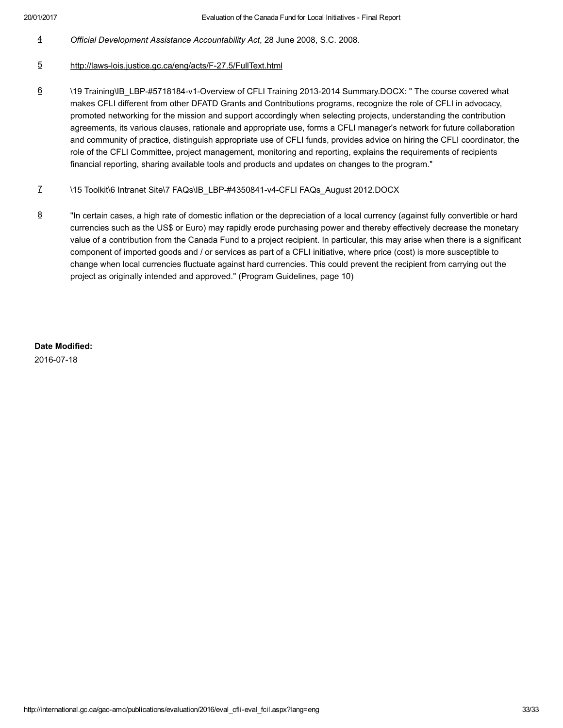4 *Official Development Assistance Accountability Act*, 28 June 2008, S.C. 2008.

5 http://laws-lois.justice.gc.ca/eng/acts/F-27.5/FullText.html

6 \19 Training\IB_LBP-#5718184-v1-Overview of CFLI Training 2013-2014 Summary.DOCX: " The course covered what makes CFLI different from other DFATD Grants and Contributions programs, recognize the role of CFLI in advocacy, promoted networking for the mission and support accordingly when selecting projects, understanding the contribution agreements, its various clauses, rationale and appropriate use, forms a CFLI manager's network for future collaboration and community of practice, distinguish appropriate use of CFLI funds, provides advice on hiring the CFLI coordinator, the role of the CFLI Committee, project management, monitoring and reporting, explains the requirements of recipients financial reporting, sharing available tools and products and updates on changes to the program."

7 \15 Toolkit\6 Intranet Site\7 FAQs\IB_LBP-#4350841-v4-CFLI FAQs_August 2012.DOCX

8 "In certain cases, a high rate of domestic inflation or the depreciation of a local currency (against fully convertible or hard currencies such as the US$ or Euro) may rapidly erode purchasing power and thereby effectively decrease the monetary value of a contribution from the Canada Fund to a project recipient. In particular, this may arise when there is a significant component of imported goods and / or services as part of a CFLI initiative, where price (cost) is more susceptible to change when local currencies fluctuate against hard currencies. This could prevent the recipient from carrying out the project as originally intended and approved." (Program Guidelines, page 10)

**Date Modified:**
2016-07-18